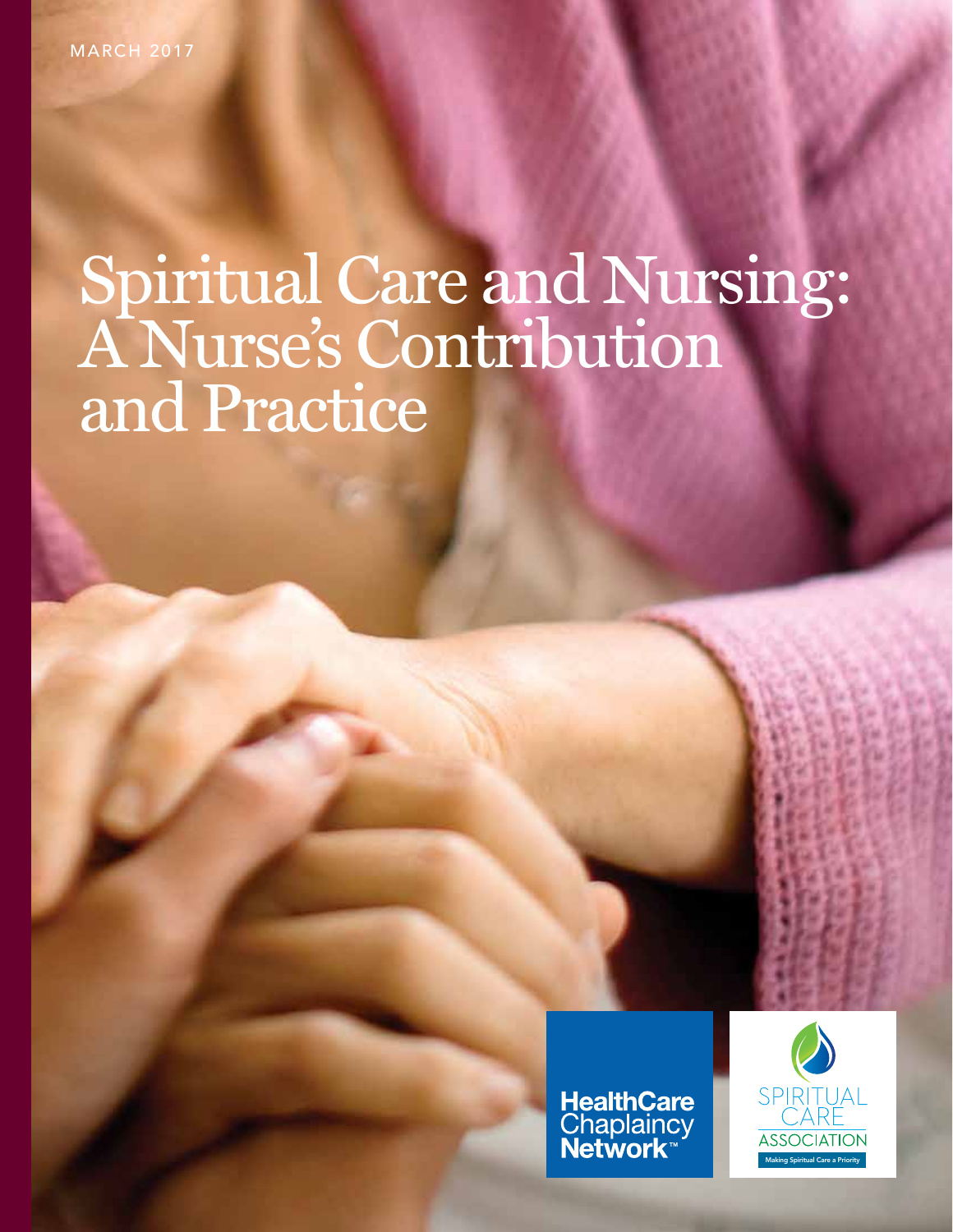MARCH 2017

# Spiritual Care and Nursing: A Nurse's Contribution and Practice

HealthCare Chaplaincy Network™

SPIRITUAL CARE ASSOCIATION

Making Spiritual Care a Priority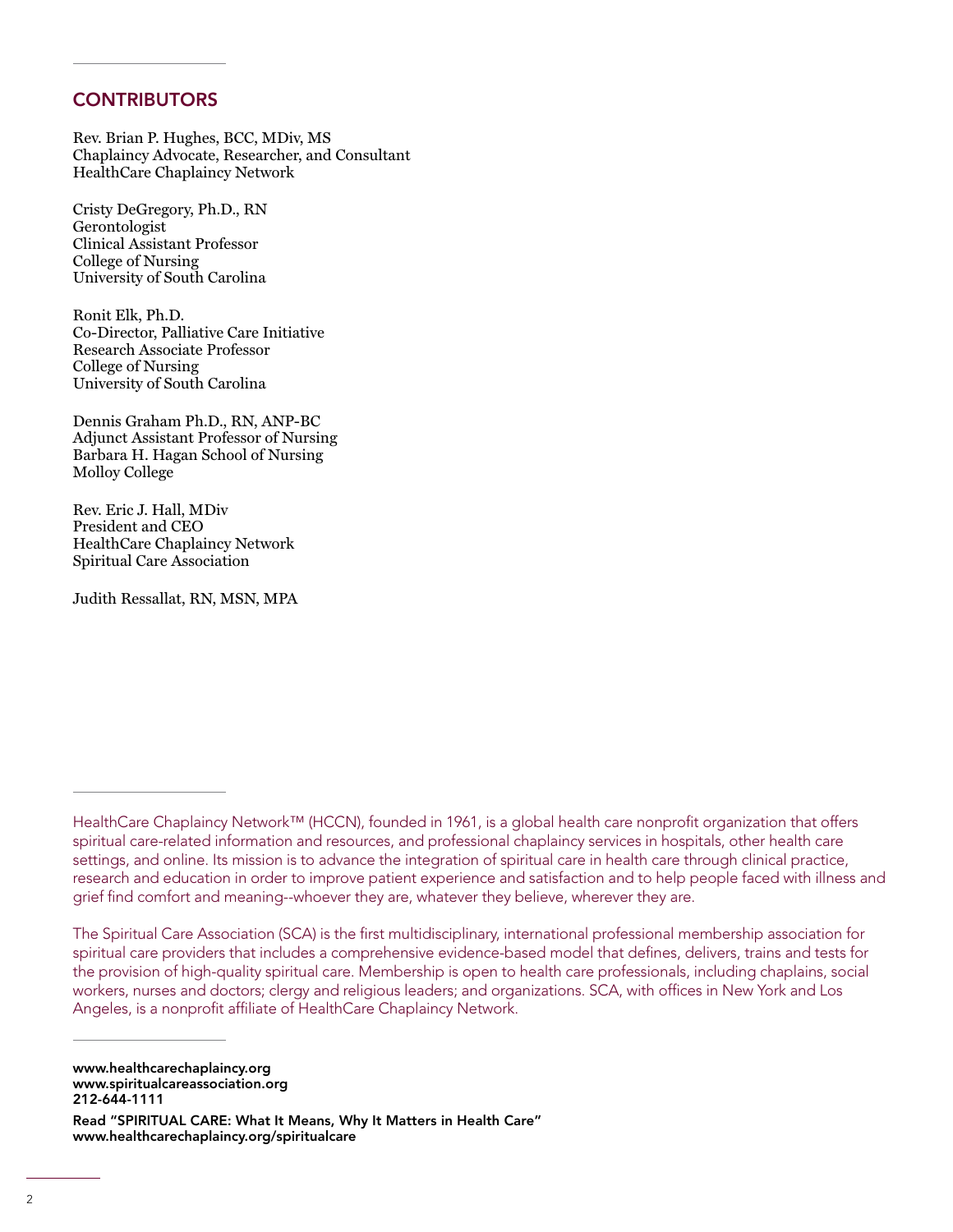## CONTRIBUTORS

Rev. Brian P. Hughes, BCC, MDiv, MS
Chaplaincy Advocate, Researcher, and Consultant
HealthCare Chaplaincy Network

Cristy DeGregory, Ph.D., RN
Gerontologist
Clinical Assistant Professor
College of Nursing
University of South Carolina

Ronit Elk, Ph.D.
Co-Director, Palliative Care Initiative
Research Associate Professor
College of Nursing
University of South Carolina

Dennis Graham Ph.D., RN, ANP-BC
Adjunct Assistant Professor of Nursing
Barbara H. Hagan School of Nursing
Molloy College

Rev. Eric J. Hall, MDiv
President and CEO
HealthCare Chaplaincy Network
Spiritual Care Association

Judith Ressallat, RN, MSN, MPA

---

HealthCare Chaplaincy Network™ (HCCN), founded in 1961, is a global health care nonprofit organization that offers spiritual care-related information and resources, and professional chaplaincy services in hospitals, other health care settings, and online. Its mission is to advance the integration of spiritual care in health care through clinical practice, research and education in order to improve patient experience and satisfaction and to help people faced with illness and grief find comfort and meaning--whoever they are, whatever they believe, wherever they are.

The Spiritual Care Association (SCA) is the first multidisciplinary, international professional membership association for spiritual care providers that includes a comprehensive evidence-based model that defines, delivers, trains and tests for the provision of high-quality spiritual care. Membership is open to health care professionals, including chaplains, social workers, nurses and doctors; clergy and religious leaders; and organizations. SCA, with offices in New York and Los Angeles, is a nonprofit affiliate of HealthCare Chaplaincy Network.

---

**www.healthcarechaplaincy.org**
**www.spiritualcareassociation.org**
**212-644-1111**

**Read "SPIRITUAL CARE: What It Means, Why It Matters in Health Care"**
**www.healthcarechaplaincy.org/spiritualcare**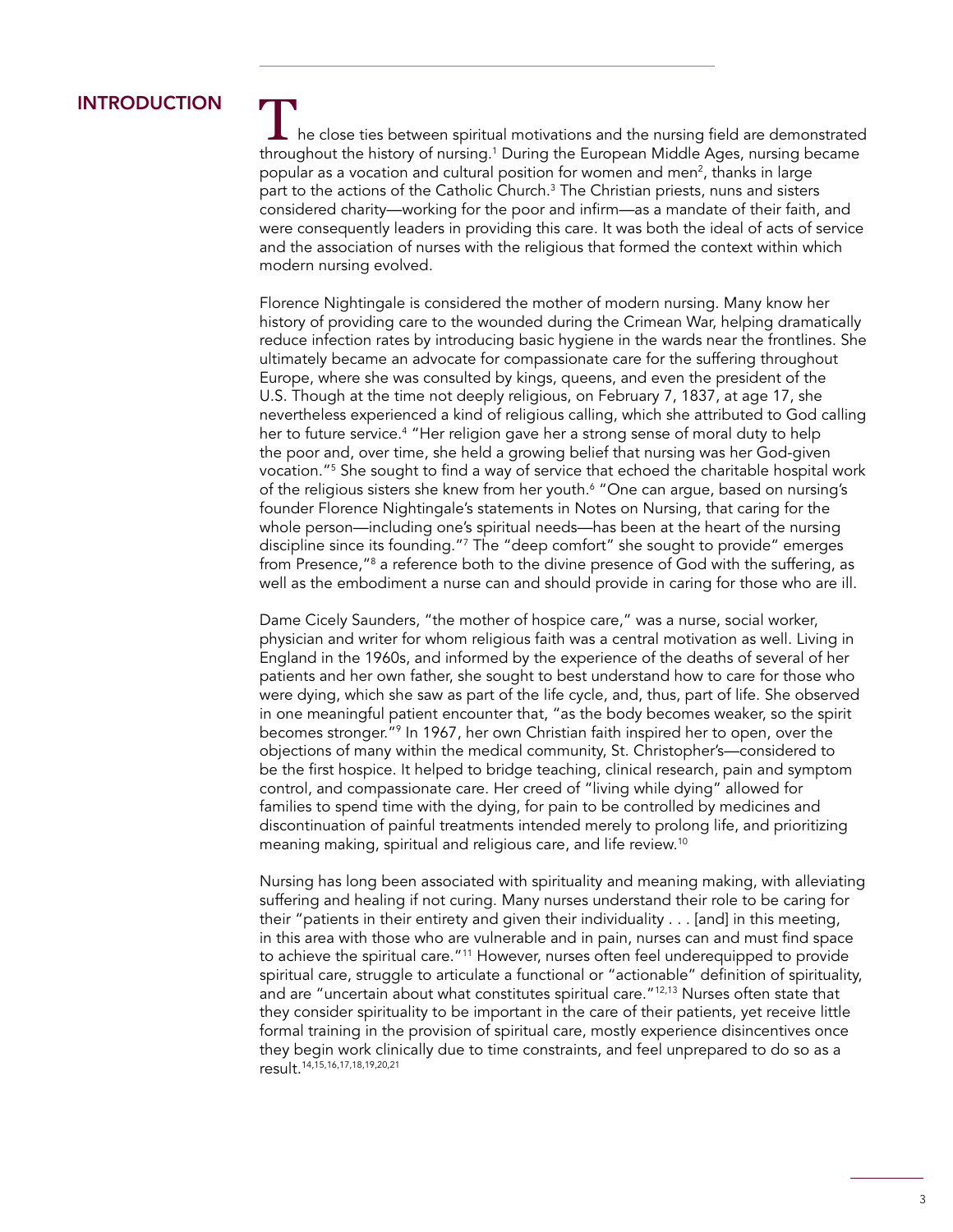## INTRODUCTION

The close ties between spiritual motivations and the nursing field are demonstrated throughout the history of nursing.[1] During the European Middle Ages, nursing became popular as a vocation and cultural position for women and men[2], thanks in large part to the actions of the Catholic Church.[3] The Christian priests, nuns and sisters considered charity—working for the poor and infirm—as a mandate of their faith, and were consequently leaders in providing this care. It was both the ideal of acts of service and the association of nurses with the religious that formed the context within which modern nursing evolved.

Florence Nightingale is considered the mother of modern nursing. Many know her history of providing care to the wounded during the Crimean War, helping dramatically reduce infection rates by introducing basic hygiene in the wards near the frontlines. She ultimately became an advocate for compassionate care for the suffering throughout Europe, where she was consulted by kings, queens, and even the president of the U.S. Though at the time not deeply religious, on February 7, 1837, at age 17, she nevertheless experienced a kind of religious calling, which she attributed to God calling her to future service.[4] "Her religion gave her a strong sense of moral duty to help the poor and, over time, she held a growing belief that nursing was her God-given vocation."[5] She sought to find a way of service that echoed the charitable hospital work of the religious sisters she knew from her youth.[6] "One can argue, based on nursing's founder Florence Nightingale's statements in Notes on Nursing, that caring for the whole person—including one's spiritual needs—has been at the heart of the nursing discipline since its founding."[7] The "deep comfort" she sought to provide" emerges from Presence,"[8] a reference both to the divine presence of God with the suffering, as well as the embodiment a nurse can and should provide in caring for those who are ill.

Dame Cicely Saunders, "the mother of hospice care," was a nurse, social worker, physician and writer for whom religious faith was a central motivation as well. Living in England in the 1960s, and informed by the experience of the deaths of several of her patients and her own father, she sought to best understand how to care for those who were dying, which she saw as part of the life cycle, and, thus, part of life. She observed in one meaningful patient encounter that, "as the body becomes weaker, so the spirit becomes stronger."[9] In 1967, her own Christian faith inspired her to open, over the objections of many within the medical community, St. Christopher's—considered to be the first hospice. It helped to bridge teaching, clinical research, pain and symptom control, and compassionate care. Her creed of "living while dying" allowed for families to spend time with the dying, for pain to be controlled by medicines and discontinuation of painful treatments intended merely to prolong life, and prioritizing meaning making, spiritual and religious care, and life review.[10]

Nursing has long been associated with spirituality and meaning making, with alleviating suffering and healing if not curing. Many nurses understand their role to be caring for their "patients in their entirety and given their individuality . . . [and] in this meeting, in this area with those who are vulnerable and in pain, nurses can and must find space to achieve the spiritual care."[11] However, nurses often feel underequipped to provide spiritual care, struggle to articulate a functional or "actionable" definition of spirituality, and are "uncertain about what constitutes spiritual care."[12,13] Nurses often state that they consider spirituality to be important in the care of their patients, yet receive little formal training in the provision of spiritual care, mostly experience disincentives once they begin work clinically due to time constraints, and feel unprepared to do so as a result.[14,15,16,17,18,19,20,21]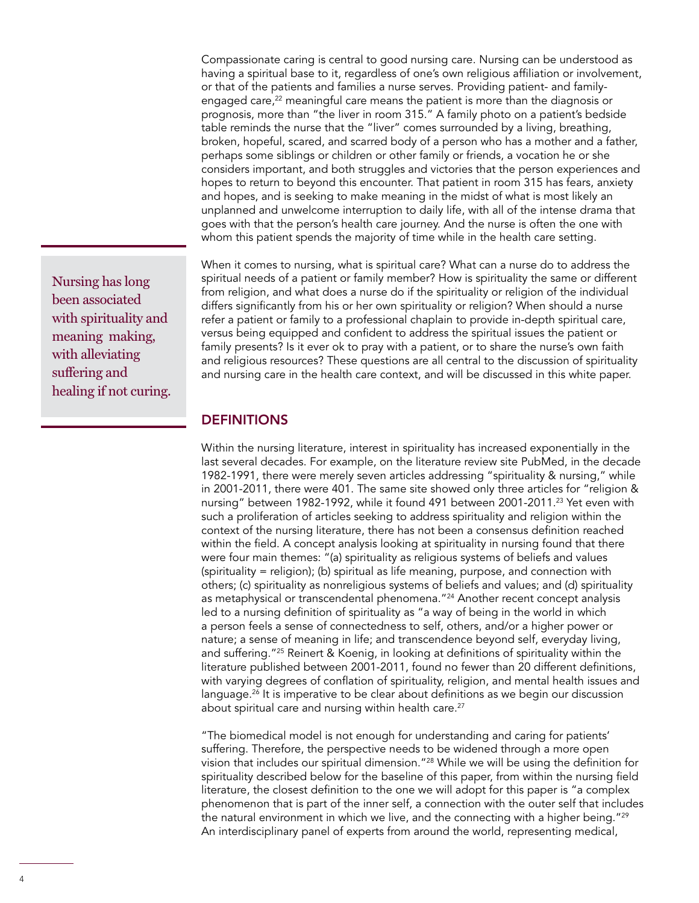Compassionate caring is central to good nursing care. Nursing can be understood as having a spiritual base to it, regardless of one's own religious affiliation or involvement, or that of the patients and families a nurse serves. Providing patient- and family-engaged care,[22] meaningful care means the patient is more than the diagnosis or prognosis, more than "the liver in room 315." A family photo on a patient's bedside table reminds the nurse that the "liver" comes surrounded by a living, breathing, broken, hopeful, scared, and scarred body of a person who has a mother and a father, perhaps some siblings or children or other family or friends, a vocation he or she considers important, and both struggles and victories that the person experiences and hopes to return to beyond this encounter. That patient in room 315 has fears, anxiety and hopes, and is seeking to make meaning in the midst of what is most likely an unplanned and unwelcome interruption to daily life, with all of the intense drama that goes with that the person's health care journey. And the nurse is often the one with whom this patient spends the majority of time while in the health care setting.

> Nursing has long been associated with spirituality and meaning making, with alleviating suffering and healing if not curing.

When it comes to nursing, what is spiritual care? What can a nurse do to address the spiritual needs of a patient or family member? How is spirituality the same or different from religion, and what does a nurse do if the spirituality or religion of the individual differs significantly from his or her own spirituality or religion? When should a nurse refer a patient or family to a professional chaplain to provide in-depth spiritual care, versus being equipped and confident to address the spiritual issues the patient or family presents? Is it ever ok to pray with a patient, or to share the nurse's own faith and religious resources? These questions are all central to the discussion of spirituality and nursing care in the health care context, and will be discussed in this white paper.

## DEFINITIONS

Within the nursing literature, interest in spirituality has increased exponentially in the last several decades. For example, on the literature review site PubMed, in the decade 1982-1991, there were merely seven articles addressing "spirituality & nursing," while in 2001-2011, there were 401. The same site showed only three articles for "religion & nursing" between 1982-1992, while it found 491 between 2001-2011.[23] Yet even with such a proliferation of articles seeking to address spirituality and religion within the context of the nursing literature, there has not been a consensus definition reached within the field. A concept analysis looking at spirituality in nursing found that there were four main themes: "(a) spirituality as religious systems of beliefs and values (spirituality = religion); (b) spiritual as life meaning, purpose, and connection with others; (c) spirituality as nonreligious systems of beliefs and values; and (d) spirituality as metaphysical or transcendental phenomena."[24] Another recent concept analysis led to a nursing definition of spirituality as "a way of being in the world in which a person feels a sense of connectedness to self, others, and/or a higher power or nature; a sense of meaning in life; and transcendence beyond self, everyday living, and suffering."[25] Reinert & Koenig, in looking at definitions of spirituality within the literature published between 2001-2011, found no fewer than 20 different definitions, with varying degrees of conflation of spirituality, religion, and mental health issues and language.[26] It is imperative to be clear about definitions as we begin our discussion about spiritual care and nursing within health care.[27]

"The biomedical model is not enough for understanding and caring for patients' suffering. Therefore, the perspective needs to be widened through a more open vision that includes our spiritual dimension."[28] While we will be using the definition for spirituality described below for the baseline of this paper, from within the nursing field literature, the closest definition to the one we will adopt for this paper is "a complex phenomenon that is part of the inner self, a connection with the outer self that includes the natural environment in which we live, and the connecting with a higher being."[29] An interdisciplinary panel of experts from around the world, representing medical,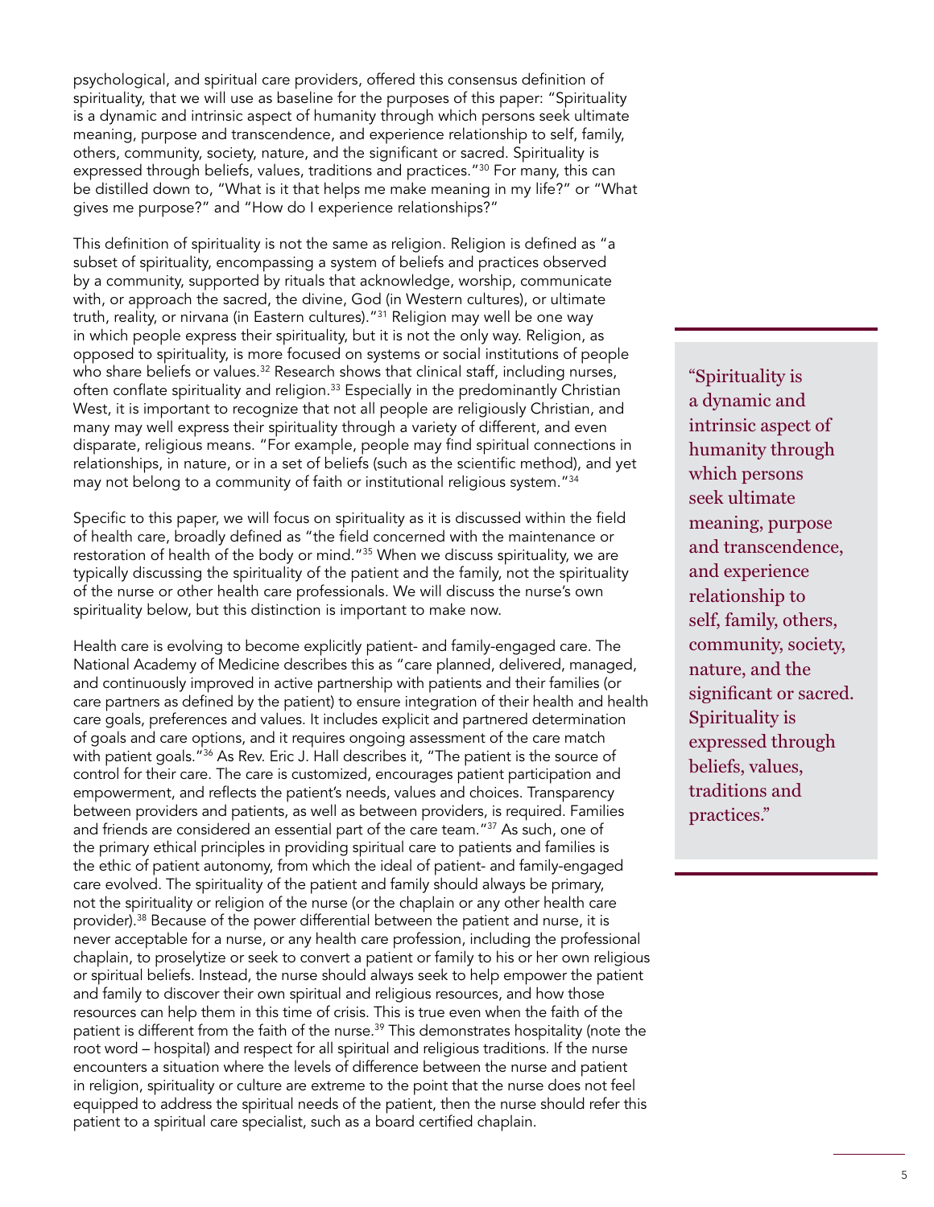psychological, and spiritual care providers, offered this consensus definition of spirituality, that we will use as baseline for the purposes of this paper: "Spirituality is a dynamic and intrinsic aspect of humanity through which persons seek ultimate meaning, purpose and transcendence, and experience relationship to self, family, others, community, society, nature, and the significant or sacred. Spirituality is expressed through beliefs, values, traditions and practices."[30] For many, this can be distilled down to, "What is it that helps me make meaning in my life?" or "What gives me purpose?" and "How do I experience relationships?"

This definition of spirituality is not the same as religion. Religion is defined as "a subset of spirituality, encompassing a system of beliefs and practices observed by a community, supported by rituals that acknowledge, worship, communicate with, or approach the sacred, the divine, God (in Western cultures), or ultimate truth, reality, or nirvana (in Eastern cultures)."[31] Religion may well be one way in which people express their spirituality, but it is not the only way. Religion, as opposed to spirituality, is more focused on systems or social institutions of people who share beliefs or values.[32] Research shows that clinical staff, including nurses, often conflate spirituality and religion.[33] Especially in the predominantly Christian West, it is important to recognize that not all people are religiously Christian, and many may well express their spirituality through a variety of different, and even disparate, religious means. "For example, people may find spiritual connections in relationships, in nature, or in a set of beliefs (such as the scientific method), and yet may not belong to a community of faith or institutional religious system."[34]

> "Spirituality is a dynamic and intrinsic aspect of humanity through which persons seek ultimate meaning, purpose and transcendence, and experience relationship to self, family, others, community, society, nature, and the significant or sacred. Spirituality is expressed through beliefs, values, traditions and practices."

Specific to this paper, we will focus on spirituality as it is discussed within the field of health care, broadly defined as "the field concerned with the maintenance or restoration of health of the body or mind."[35] When we discuss spirituality, we are typically discussing the spirituality of the patient and the family, not the spirituality of the nurse or other health care professionals. We will discuss the nurse's own spirituality below, but this distinction is important to make now.

Health care is evolving to become explicitly patient- and family-engaged care. The National Academy of Medicine describes this as "care planned, delivered, managed, and continuously improved in active partnership with patients and their families (or care partners as defined by the patient) to ensure integration of their health and health care goals, preferences and values. It includes explicit and partnered determination of goals and care options, and it requires ongoing assessment of the care match with patient goals."[36] As Rev. Eric J. Hall describes it, "The patient is the source of control for their care. The care is customized, encourages patient participation and empowerment, and reflects the patient's needs, values and choices. Transparency between providers and patients, as well as between providers, is required. Families and friends are considered an essential part of the care team."[37] As such, one of the primary ethical principles in providing spiritual care to patients and families is the ethic of patient autonomy, from which the ideal of patient- and family-engaged care evolved. The spirituality of the patient and family should always be primary, not the spirituality or religion of the nurse (or the chaplain or any other health care provider).[38] Because of the power differential between the patient and nurse, it is never acceptable for a nurse, or any health care profession, including the professional chaplain, to proselytize or seek to convert a patient or family to his or her own religious or spiritual beliefs. Instead, the nurse should always seek to help empower the patient and family to discover their own spiritual and religious resources, and how those resources can help them in this time of crisis. This is true even when the faith of the patient is different from the faith of the nurse.[39] This demonstrates hospitality (note the root word – hospital) and respect for all spiritual and religious traditions. If the nurse encounters a situation where the levels of difference between the nurse and patient in religion, spirituality or culture are extreme to the point that the nurse does not feel equipped to address the spiritual needs of the patient, then the nurse should refer this patient to a spiritual care specialist, such as a board certified chaplain.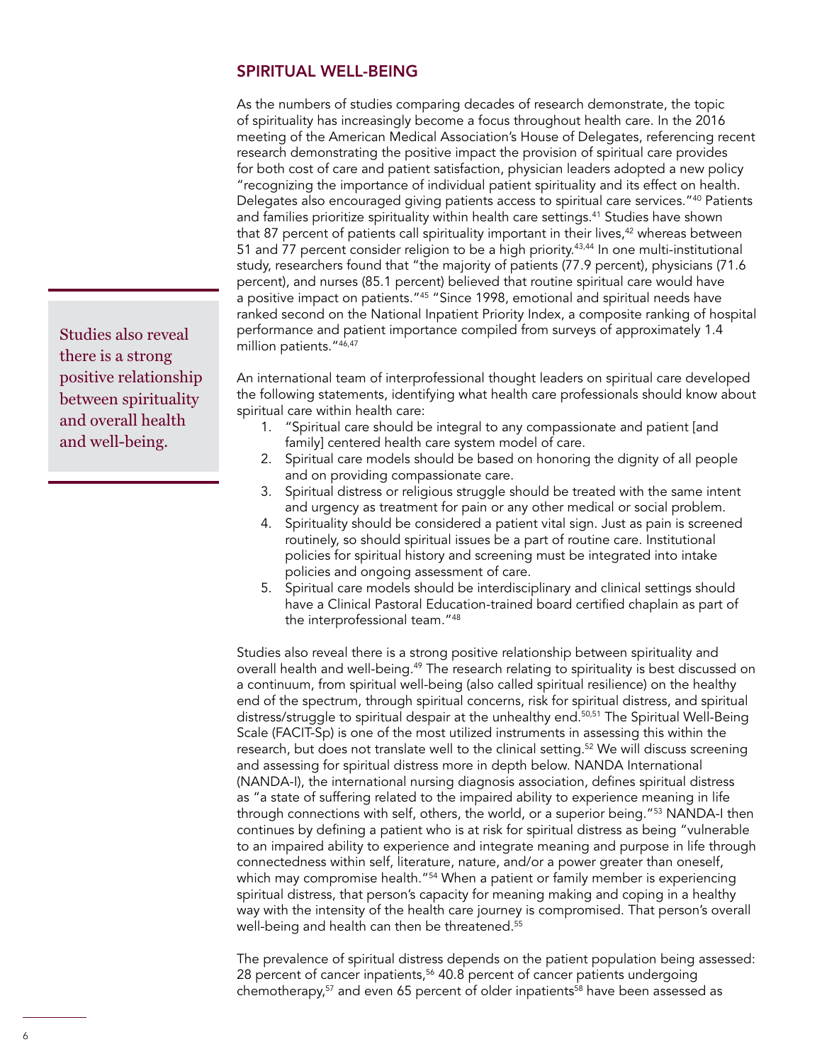## SPIRITUAL WELL-BEING

As the numbers of studies comparing decades of research demonstrate, the topic of spirituality has increasingly become a focus throughout health care. In the 2016 meeting of the American Medical Association's House of Delegates, referencing recent research demonstrating the positive impact the provision of spiritual care provides for both cost of care and patient satisfaction, physician leaders adopted a new policy "recognizing the importance of individual patient spirituality and its effect on health. Delegates also encouraged giving patients access to spiritual care services."[40] Patients and families prioritize spirituality within health care settings.[41] Studies have shown that 87 percent of patients call spirituality important in their lives,[42] whereas between 51 and 77 percent consider religion to be a high priority.[43,44] In one multi-institutional study, researchers found that "the majority of patients (77.9 percent), physicians (71.6 percent), and nurses (85.1 percent) believed that routine spiritual care would have a positive impact on patients."[45] "Since 1998, emotional and spiritual needs have ranked second on the National Inpatient Priority Index, a composite ranking of hospital performance and patient importance compiled from surveys of approximately 1.4 million patients."[46,47]

> Studies also reveal there is a strong positive relationship between spirituality and overall health and well-being.

An international team of interprofessional thought leaders on spiritual care developed the following statements, identifying what health care professionals should know about spiritual care within health care:

1. "Spiritual care should be integral to any compassionate and patient [and family] centered health care system model of care.
2. Spiritual care models should be based on honoring the dignity of all people and on providing compassionate care.
3. Spiritual distress or religious struggle should be treated with the same intent and urgency as treatment for pain or any other medical or social problem.
4. Spirituality should be considered a patient vital sign. Just as pain is screened routinely, so should spiritual issues be a part of routine care. Institutional policies for spiritual history and screening must be integrated into intake policies and ongoing assessment of care.
5. Spiritual care models should be interdisciplinary and clinical settings should have a Clinical Pastoral Education-trained board certified chaplain as part of the interprofessional team."[48]

Studies also reveal there is a strong positive relationship between spirituality and overall health and well-being.[49] The research relating to spirituality is best discussed on a continuum, from spiritual well-being (also called spiritual resilience) on the healthy end of the spectrum, through spiritual concerns, risk for spiritual distress, and spiritual distress/struggle to spiritual despair at the unhealthy end.[50,51] The Spiritual Well-Being Scale (FACIT-Sp) is one of the most utilized instruments in assessing this within the research, but does not translate well to the clinical setting.[52] We will discuss screening and assessing for spiritual distress more in depth below. NANDA International (NANDA-I), the international nursing diagnosis association, defines spiritual distress as "a state of suffering related to the impaired ability to experience meaning in life through connections with self, others, the world, or a superior being."[53] NANDA-I then continues by defining a patient who is at risk for spiritual distress as being "vulnerable to an impaired ability to experience and integrate meaning and purpose in life through connectedness within self, literature, nature, and/or a power greater than oneself, which may compromise health."[54] When a patient or family member is experiencing spiritual distress, that person's capacity for meaning making and coping in a healthy way with the intensity of the health care journey is compromised. That person's overall well-being and health can then be threatened.[55]

The prevalence of spiritual distress depends on the patient population being assessed: 28 percent of cancer inpatients,[56] 40.8 percent of cancer patients undergoing chemotherapy,[57] and even 65 percent of older inpatients[58] have been assessed as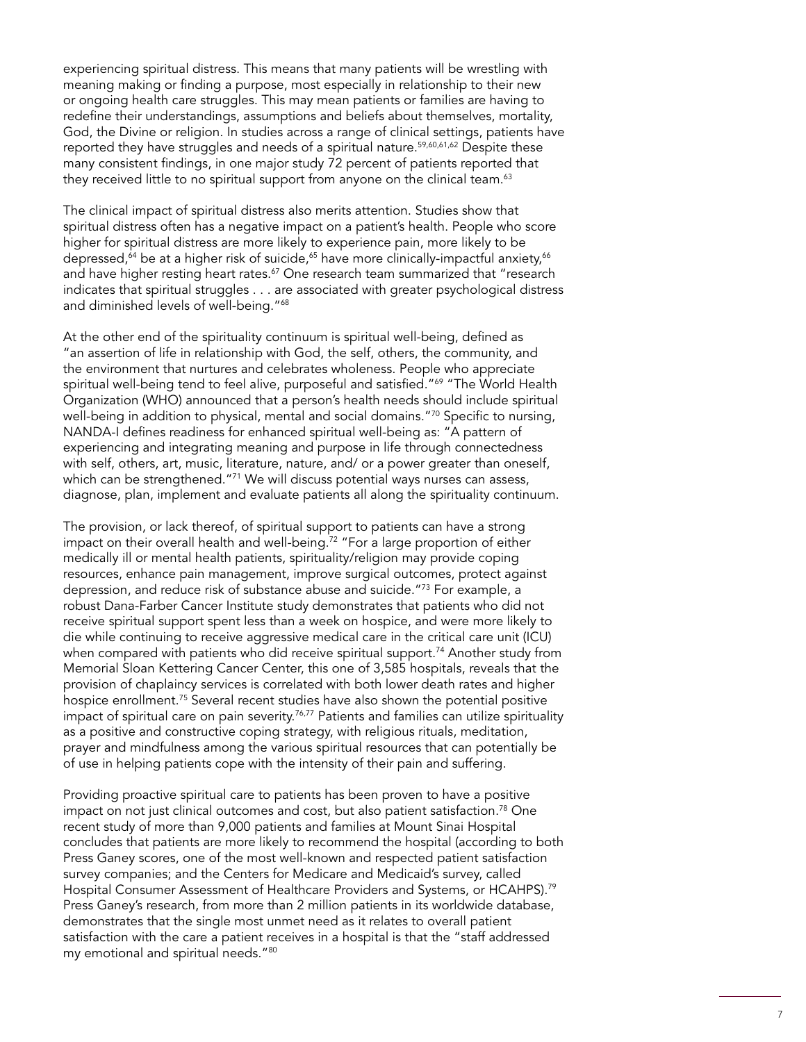experiencing spiritual distress. This means that many patients will be wrestling with meaning making or finding a purpose, most especially in relationship to their new or ongoing health care struggles. This may mean patients or families are having to redefine their understandings, assumptions and beliefs about themselves, mortality, God, the Divine or religion. In studies across a range of clinical settings, patients have reported they have struggles and needs of a spiritual nature.[59,60,61,62] Despite these many consistent findings, in one major study 72 percent of patients reported that they received little to no spiritual support from anyone on the clinical team.[63]

The clinical impact of spiritual distress also merits attention. Studies show that spiritual distress often has a negative impact on a patient's health. People who score higher for spiritual distress are more likely to experience pain, more likely to be depressed,[64] be at a higher risk of suicide,[65] have more clinically-impactful anxiety,[66] and have higher resting heart rates.[67] One research team summarized that "research indicates that spiritual struggles . . . are associated with greater psychological distress and diminished levels of well-being."[68]

At the other end of the spirituality continuum is spiritual well-being, defined as "an assertion of life in relationship with God, the self, others, the community, and the environment that nurtures and celebrates wholeness. People who appreciate spiritual well-being tend to feel alive, purposeful and satisfied."[69] "The World Health Organization (WHO) announced that a person's health needs should include spiritual well-being in addition to physical, mental and social domains."[70] Specific to nursing, NANDA-I defines readiness for enhanced spiritual well-being as: "A pattern of experiencing and integrating meaning and purpose in life through connectedness with self, others, art, music, literature, nature, and/ or a power greater than oneself, which can be strengthened."[71] We will discuss potential ways nurses can assess, diagnose, plan, implement and evaluate patients all along the spirituality continuum.

The provision, or lack thereof, of spiritual support to patients can have a strong impact on their overall health and well-being.[72] "For a large proportion of either medically ill or mental health patients, spirituality/religion may provide coping resources, enhance pain management, improve surgical outcomes, protect against depression, and reduce risk of substance abuse and suicide."[73] For example, a robust Dana-Farber Cancer Institute study demonstrates that patients who did not receive spiritual support spent less than a week on hospice, and were more likely to die while continuing to receive aggressive medical care in the critical care unit (ICU) when compared with patients who did receive spiritual support.[74] Another study from Memorial Sloan Kettering Cancer Center, this one of 3,585 hospitals, reveals that the provision of chaplaincy services is correlated with both lower death rates and higher hospice enrollment.[75] Several recent studies have also shown the potential positive impact of spiritual care on pain severity.[76,77] Patients and families can utilize spirituality as a positive and constructive coping strategy, with religious rituals, meditation, prayer and mindfulness among the various spiritual resources that can potentially be of use in helping patients cope with the intensity of their pain and suffering.

Providing proactive spiritual care to patients has been proven to have a positive impact on not just clinical outcomes and cost, but also patient satisfaction.[78] One recent study of more than 9,000 patients and families at Mount Sinai Hospital concludes that patients are more likely to recommend the hospital (according to both Press Ganey scores, one of the most well-known and respected patient satisfaction survey companies; and the Centers for Medicare and Medicaid's survey, called Hospital Consumer Assessment of Healthcare Providers and Systems, or HCAHPS).[79] Press Ganey's research, from more than 2 million patients in its worldwide database, demonstrates that the single most unmet need as it relates to overall patient satisfaction with the care a patient receives in a hospital is that the "staff addressed my emotional and spiritual needs."[80]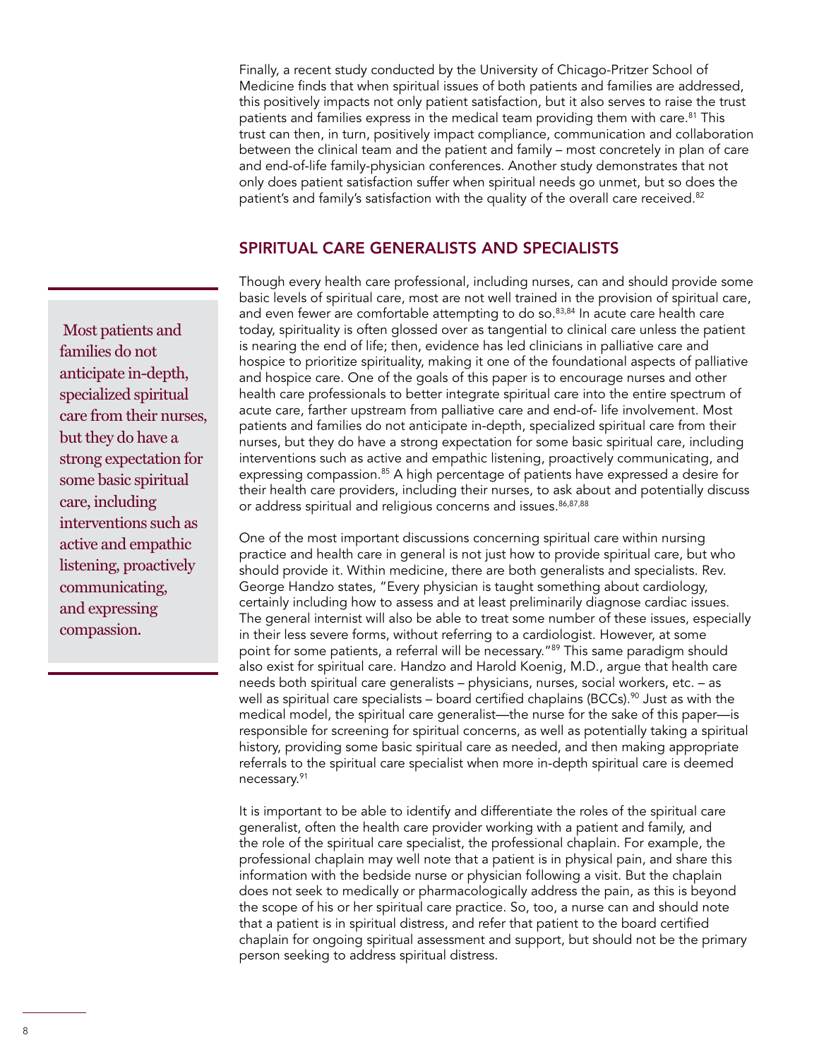Finally, a recent study conducted by the University of Chicago-Pritzer School of Medicine finds that when spiritual issues of both patients and families are addressed, this positively impacts not only patient satisfaction, but it also serves to raise the trust patients and families express in the medical team providing them with care.[81] This trust can then, in turn, positively impact compliance, communication and collaboration between the clinical team and the patient and family – most concretely in plan of care and end-of-life family-physician conferences. Another study demonstrates that not only does patient satisfaction suffer when spiritual needs go unmet, but so does the patient's and family's satisfaction with the quality of the overall care received.[82]

## SPIRITUAL CARE GENERALISTS AND SPECIALISTS

> Most patients and families do not anticipate in-depth, specialized spiritual care from their nurses, but they do have a strong expectation for some basic spiritual care, including interventions such as active and empathic listening, proactively communicating, and expressing compassion.

Though every health care professional, including nurses, can and should provide some basic levels of spiritual care, most are not well trained in the provision of spiritual care, and even fewer are comfortable attempting to do so.[83,84] In acute care health care today, spirituality is often glossed over as tangential to clinical care unless the patient is nearing the end of life; then, evidence has led clinicians in palliative care and hospice to prioritize spirituality, making it one of the foundational aspects of palliative and hospice care. One of the goals of this paper is to encourage nurses and other health care professionals to better integrate spiritual care into the entire spectrum of acute care, farther upstream from palliative care and end-of- life involvement. Most patients and families do not anticipate in-depth, specialized spiritual care from their nurses, but they do have a strong expectation for some basic spiritual care, including interventions such as active and empathic listening, proactively communicating, and expressing compassion.[85] A high percentage of patients have expressed a desire for their health care providers, including their nurses, to ask about and potentially discuss or address spiritual and religious concerns and issues.[86,87,88]

One of the most important discussions concerning spiritual care within nursing practice and health care in general is not just how to provide spiritual care, but who should provide it. Within medicine, there are both generalists and specialists. Rev. George Handzo states, "Every physician is taught something about cardiology, certainly including how to assess and at least preliminarily diagnose cardiac issues. The general internist will also be able to treat some number of these issues, especially in their less severe forms, without referring to a cardiologist. However, at some point for some patients, a referral will be necessary."[89] This same paradigm should also exist for spiritual care. Handzo and Harold Koenig, M.D., argue that health care needs both spiritual care generalists – physicians, nurses, social workers, etc. – as well as spiritual care specialists – board certified chaplains (BCCs).[90] Just as with the medical model, the spiritual care generalist—the nurse for the sake of this paper—is responsible for screening for spiritual concerns, as well as potentially taking a spiritual history, providing some basic spiritual care as needed, and then making appropriate referrals to the spiritual care specialist when more in-depth spiritual care is deemed necessary.[91]

It is important to be able to identify and differentiate the roles of the spiritual care generalist, often the health care provider working with a patient and family, and the role of the spiritual care specialist, the professional chaplain. For example, the professional chaplain may well note that a patient is in physical pain, and share this information with the bedside nurse or physician following a visit. But the chaplain does not seek to medically or pharmacologically address the pain, as this is beyond the scope of his or her spiritual care practice. So, too, a nurse can and should note that a patient is in spiritual distress, and refer that patient to the board certified chaplain for ongoing spiritual assessment and support, but should not be the primary person seeking to address spiritual distress.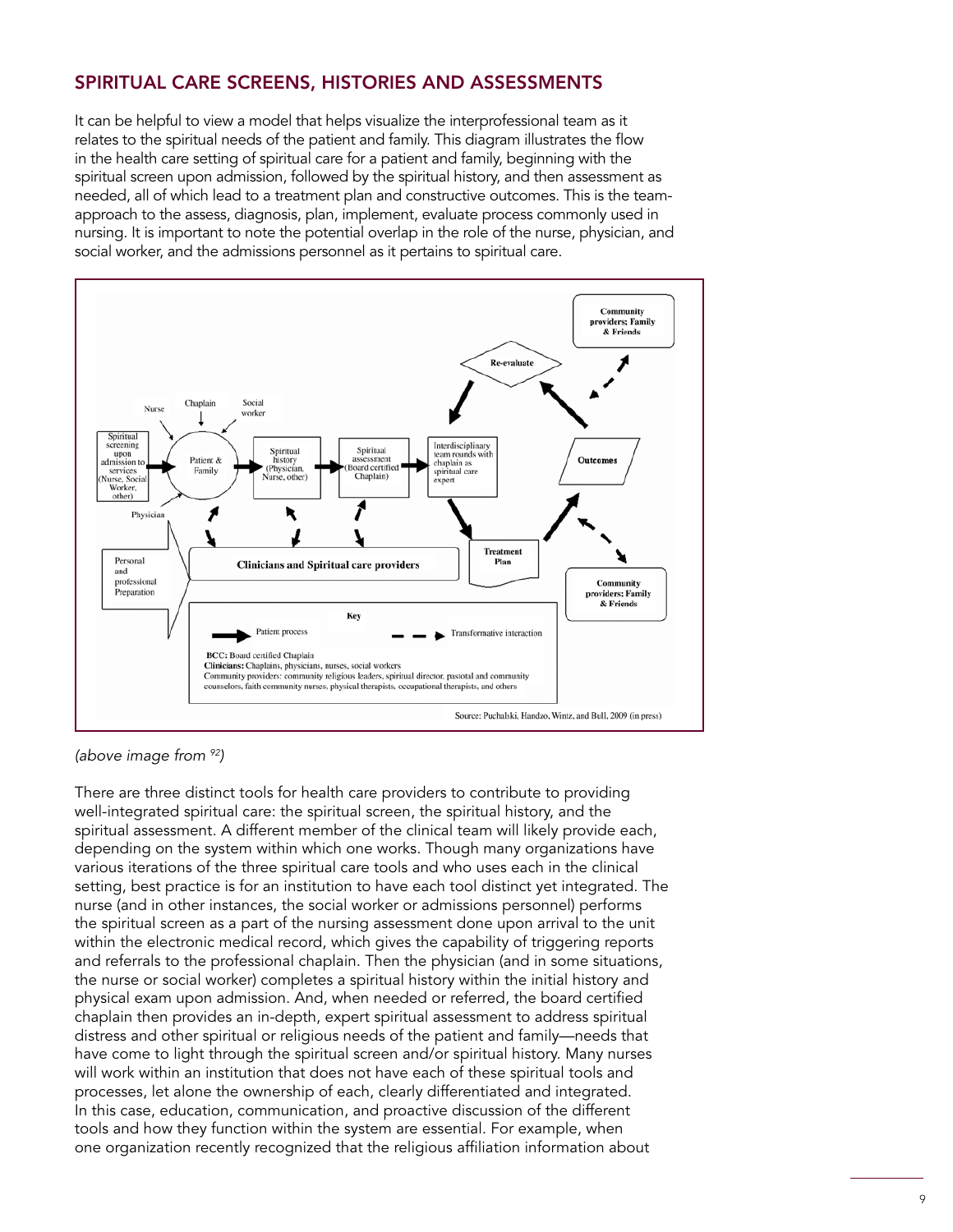## SPIRITUAL CARE SCREENS, HISTORIES AND ASSESSMENTS

It can be helpful to view a model that helps visualize the interprofessional team as it relates to the spiritual needs of the patient and family. This diagram illustrates the flow in the health care setting of spiritual care for a patient and family, beginning with the spiritual screen upon admission, followed by the spiritual history, and then assessment as needed, all of which lead to a treatment plan and constructive outcomes. This is the team-approach to the assess, diagnosis, plan, implement, evaluate process commonly used in nursing. It is important to note the potential overlap in the role of the nurse, physician, and social worker, and the admissions personnel as it pertains to spiritual care.

*(above image from [92])*

There are three distinct tools for health care providers to contribute to providing well-integrated spiritual care: the spiritual screen, the spiritual history, and the spiritual assessment. A different member of the clinical team will likely provide each, depending on the system within which one works. Though many organizations have various iterations of the three spiritual care tools and who uses each in the clinical setting, best practice is for an institution to have each tool distinct yet integrated. The nurse (and in other instances, the social worker or admissions personnel) performs the spiritual screen as a part of the nursing assessment done upon arrival to the unit within the electronic medical record, which gives the capability of triggering reports and referrals to the professional chaplain. Then the physician (and in some situations, the nurse or social worker) completes a spiritual history within the initial history and physical exam upon admission. And, when needed or referred, the board certified chaplain then provides an in-depth, expert spiritual assessment to address spiritual distress and other spiritual or religious needs of the patient and family—needs that have come to light through the spiritual screen and/or spiritual history. Many nurses will work within an institution that does not have each of these spiritual tools and processes, let alone the ownership of each, clearly differentiated and integrated. In this case, education, communication, and proactive discussion of the different tools and how they function within the system are essential. For example, when one organization recently recognized that the religious affiliation information about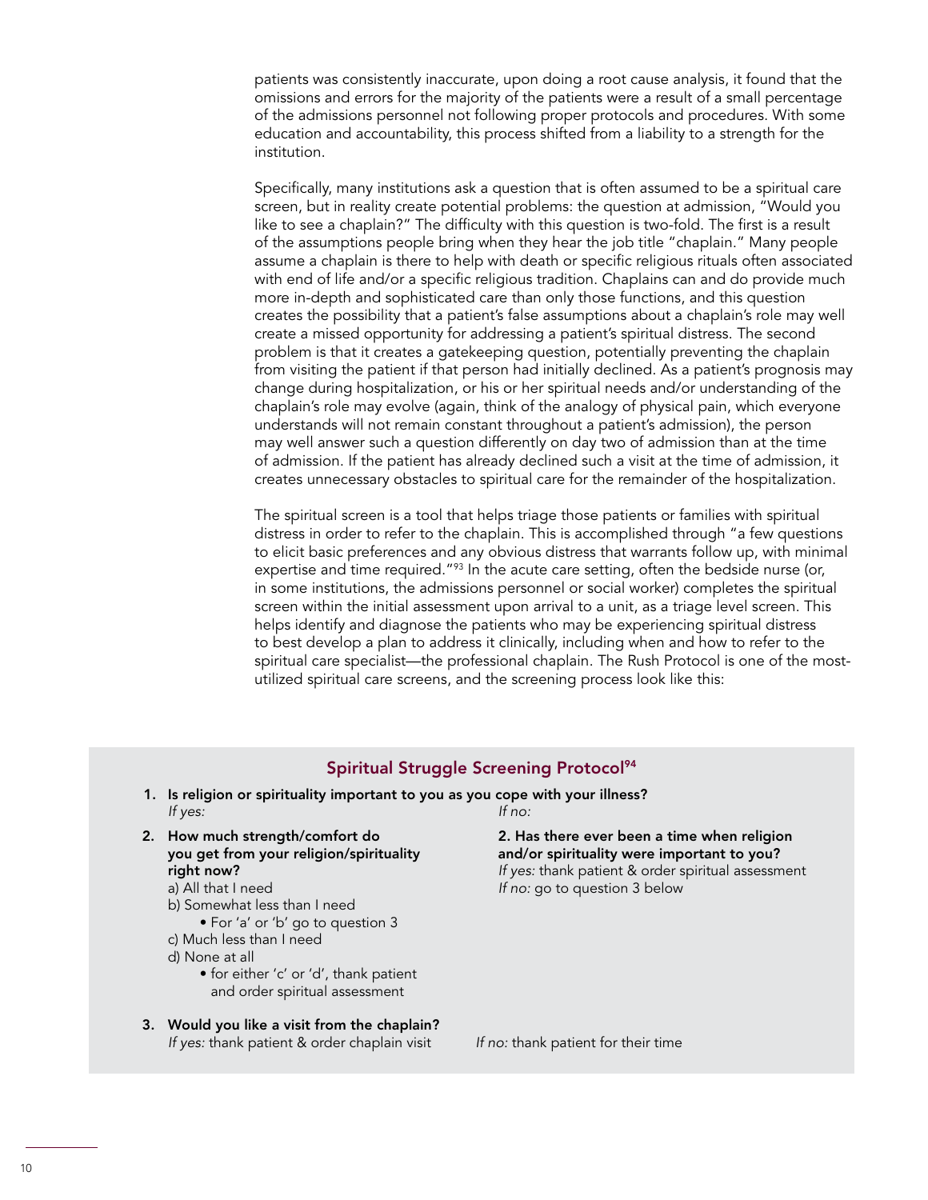patients was consistently inaccurate, upon doing a root cause analysis, it found that the omissions and errors for the majority of the patients were a result of a small percentage of the admissions personnel not following proper protocols and procedures. With some education and accountability, this process shifted from a liability to a strength for the institution.

Specifically, many institutions ask a question that is often assumed to be a spiritual care screen, but in reality create potential problems: the question at admission, "Would you like to see a chaplain?" The difficulty with this question is two-fold. The first is a result of the assumptions people bring when they hear the job title "chaplain." Many people assume a chaplain is there to help with death or specific religious rituals often associated with end of life and/or a specific religious tradition. Chaplains can and do provide much more in-depth and sophisticated care than only those functions, and this question creates the possibility that a patient's false assumptions about a chaplain's role may well create a missed opportunity for addressing a patient's spiritual distress. The second problem is that it creates a gatekeeping question, potentially preventing the chaplain from visiting the patient if that person had initially declined. As a patient's prognosis may change during hospitalization, or his or her spiritual needs and/or understanding of the chaplain's role may evolve (again, think of the analogy of physical pain, which everyone understands will not remain constant throughout a patient's admission), the person may well answer such a question differently on day two of admission than at the time of admission. If the patient has already declined such a visit at the time of admission, it creates unnecessary obstacles to spiritual care for the remainder of the hospitalization.

The spiritual screen is a tool that helps triage those patients or families with spiritual distress in order to refer to the chaplain. This is accomplished through "a few questions to elicit basic preferences and any obvious distress that warrants follow up, with minimal expertise and time required."[93] In the acute care setting, often the bedside nurse (or, in some institutions, the admissions personnel or social worker) completes the spiritual screen within the initial assessment upon arrival to a unit, as a triage level screen. This helps identify and diagnose the patients who may be experiencing spiritual distress to best develop a plan to address it clinically, including when and how to refer to the spiritual care specialist—the professional chaplain. The Rush Protocol is one of the most-utilized spiritual care screens, and the screening process look like this:

### Spiritual Struggle Screening Protocol[94]

**1. Is religion or spirituality important to you as you cope with your illness?**

*If yes:*

**2. How much strength/comfort do you get from your religion/spirituality right now?**

a) All that I need
b) Somewhat less than I need
- For 'a' or 'b' go to question 3

c) Much less than I need
d) None at all
- for either 'c' or 'd', thank patient and order spiritual assessment

*If no:*

**2. Has there ever been a time when religion and/or spirituality were important to you?**

*If yes:* thank patient & order spiritual assessment
*If no:* go to question 3 below

**3. Would you like a visit from the chaplain?**

*If yes:* thank patient & order chaplain visit

*If no:* thank patient for their time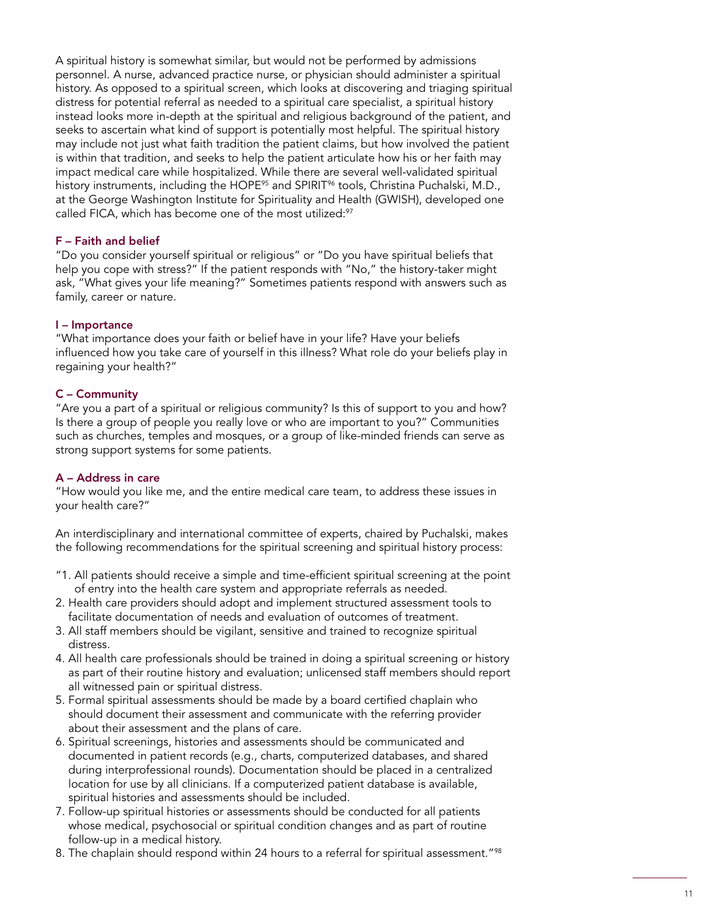A spiritual history is somewhat similar, but would not be performed by admissions personnel. A nurse, advanced practice nurse, or physician should administer a spiritual history. As opposed to a spiritual screen, which looks at discovering and triaging spiritual distress for potential referral as needed to a spiritual care specialist, a spiritual history instead looks more in-depth at the spiritual and religious background of the patient, and seeks to ascertain what kind of support is potentially most helpful. The spiritual history may include not just what faith tradition the patient claims, but how involved the patient is within that tradition, and seeks to help the patient articulate how his or her faith may impact medical care while hospitalized. While there are several well-validated spiritual history instruments, including the HOPE[95] and SPIRIT[96] tools, Christina Puchalski, M.D., at the George Washington Institute for Spirituality and Health (GWISH), developed one called FICA, which has become one of the most utilized:[97]

#### F – Faith and belief

"Do you consider yourself spiritual or religious" or "Do you have spiritual beliefs that help you cope with stress?" If the patient responds with "No," the history-taker might ask, "What gives your life meaning?" Sometimes patients respond with answers such as family, career or nature.

#### I – Importance

"What importance does your faith or belief have in your life? Have your beliefs influenced how you take care of yourself in this illness? What role do your beliefs play in regaining your health?"

#### C – Community

"Are you a part of a spiritual or religious community? Is this of support to you and how? Is there a group of people you really love or who are important to you?" Communities such as churches, temples and mosques, or a group of like-minded friends can serve as strong support systems for some patients.

#### A – Address in care

"How would you like me, and the entire medical care team, to address these issues in your health care?"

An interdisciplinary and international committee of experts, chaired by Puchalski, makes the following recommendations for the spiritual screening and spiritual history process:

"1. All patients should receive a simple and time-efficient spiritual screening at the point of entry into the health care system and appropriate referrals as needed.
2. Health care providers should adopt and implement structured assessment tools to facilitate documentation of needs and evaluation of outcomes of treatment.
3. All staff members should be vigilant, sensitive and trained to recognize spiritual distress.
4. All health care professionals should be trained in doing a spiritual screening or history as part of their routine history and evaluation; unlicensed staff members should report all witnessed pain or spiritual distress.
5. Formal spiritual assessments should be made by a board certified chaplain who should document their assessment and communicate with the referring provider about their assessment and the plans of care.
6. Spiritual screenings, histories and assessments should be communicated and documented in patient records (e.g., charts, computerized databases, and shared during interprofessional rounds). Documentation should be placed in a centralized location for use by all clinicians. If a computerized patient database is available, spiritual histories and assessments should be included.
7. Follow-up spiritual histories or assessments should be conducted for all patients whose medical, psychosocial or spiritual condition changes and as part of routine follow-up in a medical history.
8. The chaplain should respond within 24 hours to a referral for spiritual assessment."[98]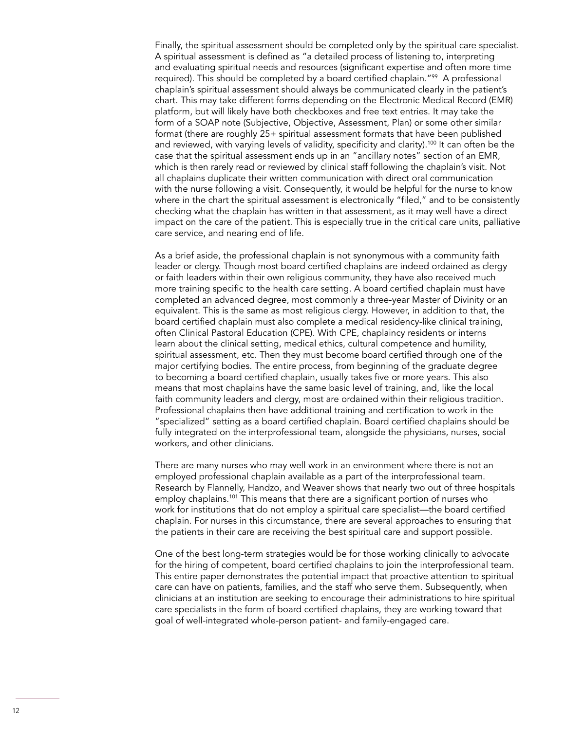Finally, the spiritual assessment should be completed only by the spiritual care specialist. A spiritual assessment is defined as "a detailed process of listening to, interpreting and evaluating spiritual needs and resources (significant expertise and often more time required). This should be completed by a board certified chaplain."[99] A professional chaplain's spiritual assessment should always be communicated clearly in the patient's chart. This may take different forms depending on the Electronic Medical Record (EMR) platform, but will likely have both checkboxes and free text entries. It may take the form of a SOAP note (Subjective, Objective, Assessment, Plan) or some other similar format (there are roughly 25+ spiritual assessment formats that have been published and reviewed, with varying levels of validity, specificity and clarity).[100] It can often be the case that the spiritual assessment ends up in an "ancillary notes" section of an EMR, which is then rarely read or reviewed by clinical staff following the chaplain's visit. Not all chaplains duplicate their written communication with direct oral communication with the nurse following a visit. Consequently, it would be helpful for the nurse to know where in the chart the spiritual assessment is electronically "filed," and to be consistently checking what the chaplain has written in that assessment, as it may well have a direct impact on the care of the patient. This is especially true in the critical care units, palliative care service, and nearing end of life.

As a brief aside, the professional chaplain is not synonymous with a community faith leader or clergy. Though most board certified chaplains are indeed ordained as clergy or faith leaders within their own religious community, they have also received much more training specific to the health care setting. A board certified chaplain must have completed an advanced degree, most commonly a three-year Master of Divinity or an equivalent. This is the same as most religious clergy. However, in addition to that, the board certified chaplain must also complete a medical residency-like clinical training, often Clinical Pastoral Education (CPE). With CPE, chaplaincy residents or interns learn about the clinical setting, medical ethics, cultural competence and humility, spiritual assessment, etc. Then they must become board certified through one of the major certifying bodies. The entire process, from beginning of the graduate degree to becoming a board certified chaplain, usually takes five or more years. This also means that most chaplains have the same basic level of training, and, like the local faith community leaders and clergy, most are ordained within their religious tradition. Professional chaplains then have additional training and certification to work in the "specialized" setting as a board certified chaplain. Board certified chaplains should be fully integrated on the interprofessional team, alongside the physicians, nurses, social workers, and other clinicians.

There are many nurses who may well work in an environment where there is not an employed professional chaplain available as a part of the interprofessional team. Research by Flannelly, Handzo, and Weaver shows that nearly two out of three hospitals employ chaplains.[101] This means that there are a significant portion of nurses who work for institutions that do not employ a spiritual care specialist—the board certified chaplain. For nurses in this circumstance, there are several approaches to ensuring that the patients in their care are receiving the best spiritual care and support possible.

One of the best long-term strategies would be for those working clinically to advocate for the hiring of competent, board certified chaplains to join the interprofessional team. This entire paper demonstrates the potential impact that proactive attention to spiritual care can have on patients, families, and the staff who serve them. Subsequently, when clinicians at an institution are seeking to encourage their administrations to hire spiritual care specialists in the form of board certified chaplains, they are working toward that goal of well-integrated whole-person patient- and family-engaged care.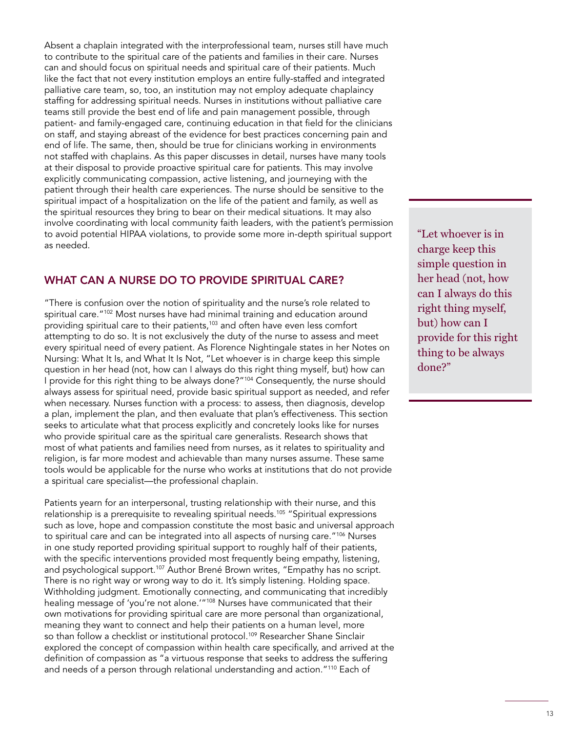Absent a chaplain integrated with the interprofessional team, nurses still have much to contribute to the spiritual care of the patients and families in their care. Nurses can and should focus on spiritual needs and spiritual care of their patients. Much like the fact that not every institution employs an entire fully-staffed and integrated palliative care team, so, too, an institution may not employ adequate chaplaincy staffing for addressing spiritual needs. Nurses in institutions without palliative care teams still provide the best end of life and pain management possible, through patient- and family-engaged care, continuing education in that field for the clinicians on staff, and staying abreast of the evidence for best practices concerning pain and end of life. The same, then, should be true for clinicians working in environments not staffed with chaplains. As this paper discusses in detail, nurses have many tools at their disposal to provide proactive spiritual care for patients. This may involve explicitly communicating compassion, active listening, and journeying with the patient through their health care experiences. The nurse should be sensitive to the spiritual impact of a hospitalization on the life of the patient and family, as well as the spiritual resources they bring to bear on their medical situations. It may also involve coordinating with local community faith leaders, with the patient's permission to avoid potential HIPAA violations, to provide some more in-depth spiritual support as needed.

## WHAT CAN A NURSE DO TO PROVIDE SPIRITUAL CARE?

"There is confusion over the notion of spirituality and the nurse's role related to spiritual care."[102] Most nurses have had minimal training and education around providing spiritual care to their patients,[103] and often have even less comfort attempting to do so. It is not exclusively the duty of the nurse to assess and meet every spiritual need of every patient. As Florence Nightingale states in her Notes on Nursing: What It Is, and What It Is Not, "Let whoever is in charge keep this simple question in her head (not, how can I always do this right thing myself, but) how can I provide for this right thing to be always done?"[104] Consequently, the nurse should always assess for spiritual need, provide basic spiritual support as needed, and refer when necessary. Nurses function with a process: to assess, then diagnosis, develop a plan, implement the plan, and then evaluate that plan's effectiveness. This section seeks to articulate what that process explicitly and concretely looks like for nurses who provide spiritual care as the spiritual care generalists. Research shows that most of what patients and families need from nurses, as it relates to spirituality and religion, is far more modest and achievable than many nurses assume. These same tools would be applicable for the nurse who works at institutions that do not provide a spiritual care specialist—the professional chaplain.

> "Let whoever is in charge keep this simple question in her head (not, how can I always do this right thing myself, but) how can I provide for this right thing to be always done?"

Patients yearn for an interpersonal, trusting relationship with their nurse, and this relationship is a prerequisite to revealing spiritual needs.[105] "Spiritual expressions such as love, hope and compassion constitute the most basic and universal approach to spiritual care and can be integrated into all aspects of nursing care."[106] Nurses in one study reported providing spiritual support to roughly half of their patients, with the specific interventions provided most frequently being empathy, listening, and psychological support.[107] Author Brené Brown writes, "Empathy has no script. There is no right way or wrong way to do it. It's simply listening. Holding space. Withholding judgment. Emotionally connecting, and communicating that incredibly healing message of 'you're not alone.'"[108] Nurses have communicated that their own motivations for providing spiritual care are more personal than organizational, meaning they want to connect and help their patients on a human level, more so than follow a checklist or institutional protocol.[109] Researcher Shane Sinclair explored the concept of compassion within health care specifically, and arrived at the definition of compassion as "a virtuous response that seeks to address the suffering and needs of a person through relational understanding and action."[110] Each of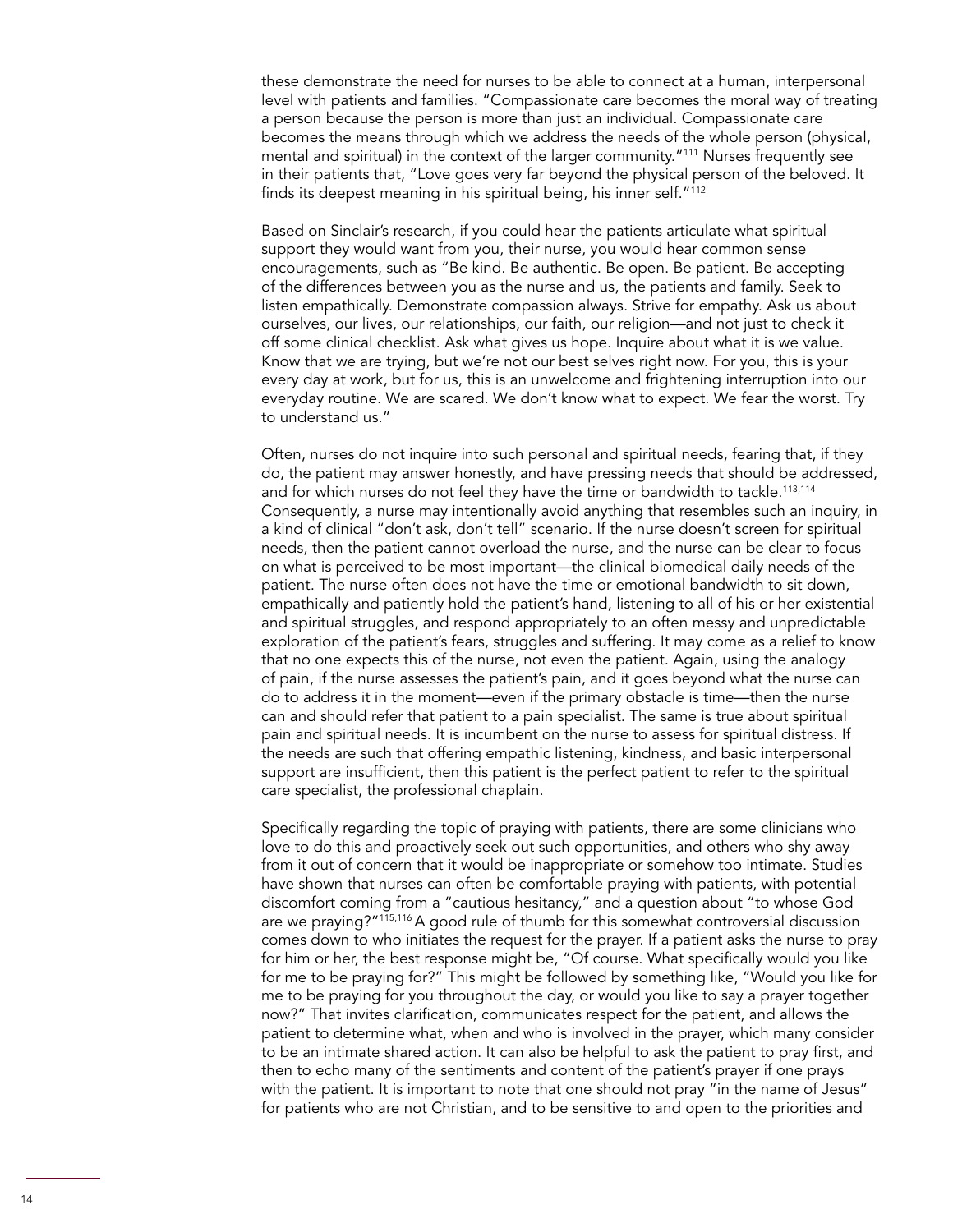these demonstrate the need for nurses to be able to connect at a human, interpersonal level with patients and families. "Compassionate care becomes the moral way of treating a person because the person is more than just an individual. Compassionate care becomes the means through which we address the needs of the whole person (physical, mental and spiritual) in the context of the larger community."[111] Nurses frequently see in their patients that, "Love goes very far beyond the physical person of the beloved. It finds its deepest meaning in his spiritual being, his inner self."[112]

Based on Sinclair's research, if you could hear the patients articulate what spiritual support they would want from you, their nurse, you would hear common sense encouragements, such as "Be kind. Be authentic. Be open. Be patient. Be accepting of the differences between you as the nurse and us, the patients and family. Seek to listen empathically. Demonstrate compassion always. Strive for empathy. Ask us about ourselves, our lives, our relationships, our faith, our religion—and not just to check it off some clinical checklist. Ask what gives us hope. Inquire about what it is we value. Know that we are trying, but we're not our best selves right now. For you, this is your every day at work, but for us, this is an unwelcome and frightening interruption into our everyday routine. We are scared. We don't know what to expect. We fear the worst. Try to understand us."

Often, nurses do not inquire into such personal and spiritual needs, fearing that, if they do, the patient may answer honestly, and have pressing needs that should be addressed, and for which nurses do not feel they have the time or bandwidth to tackle.[113,114] Consequently, a nurse may intentionally avoid anything that resembles such an inquiry, in a kind of clinical "don't ask, don't tell" scenario. If the nurse doesn't screen for spiritual needs, then the patient cannot overload the nurse, and the nurse can be clear to focus on what is perceived to be most important—the clinical biomedical daily needs of the patient. The nurse often does not have the time or emotional bandwidth to sit down, empathically and patiently hold the patient's hand, listening to all of his or her existential and spiritual struggles, and respond appropriately to an often messy and unpredictable exploration of the patient's fears, struggles and suffering. It may come as a relief to know that no one expects this of the nurse, not even the patient. Again, using the analogy of pain, if the nurse assesses the patient's pain, and it goes beyond what the nurse can do to address it in the moment—even if the primary obstacle is time—then the nurse can and should refer that patient to a pain specialist. The same is true about spiritual pain and spiritual needs. It is incumbent on the nurse to assess for spiritual distress. If the needs are such that offering empathic listening, kindness, and basic interpersonal support are insufficient, then this patient is the perfect patient to refer to the spiritual care specialist, the professional chaplain.

Specifically regarding the topic of praying with patients, there are some clinicians who love to do this and proactively seek out such opportunities, and others who shy away from it out of concern that it would be inappropriate or somehow too intimate. Studies have shown that nurses can often be comfortable praying with patients, with potential discomfort coming from a "cautious hesitancy," and a question about "to whose God are we praying?"[115,116] A good rule of thumb for this somewhat controversial discussion comes down to who initiates the request for the prayer. If a patient asks the nurse to pray for him or her, the best response might be, "Of course. What specifically would you like for me to be praying for?" This might be followed by something like, "Would you like for me to be praying for you throughout the day, or would you like to say a prayer together now?" That invites clarification, communicates respect for the patient, and allows the patient to determine what, when and who is involved in the prayer, which many consider to be an intimate shared action. It can also be helpful to ask the patient to pray first, and then to echo many of the sentiments and content of the patient's prayer if one prays with the patient. It is important to note that one should not pray "in the name of Jesus" for patients who are not Christian, and to be sensitive to and open to the priorities and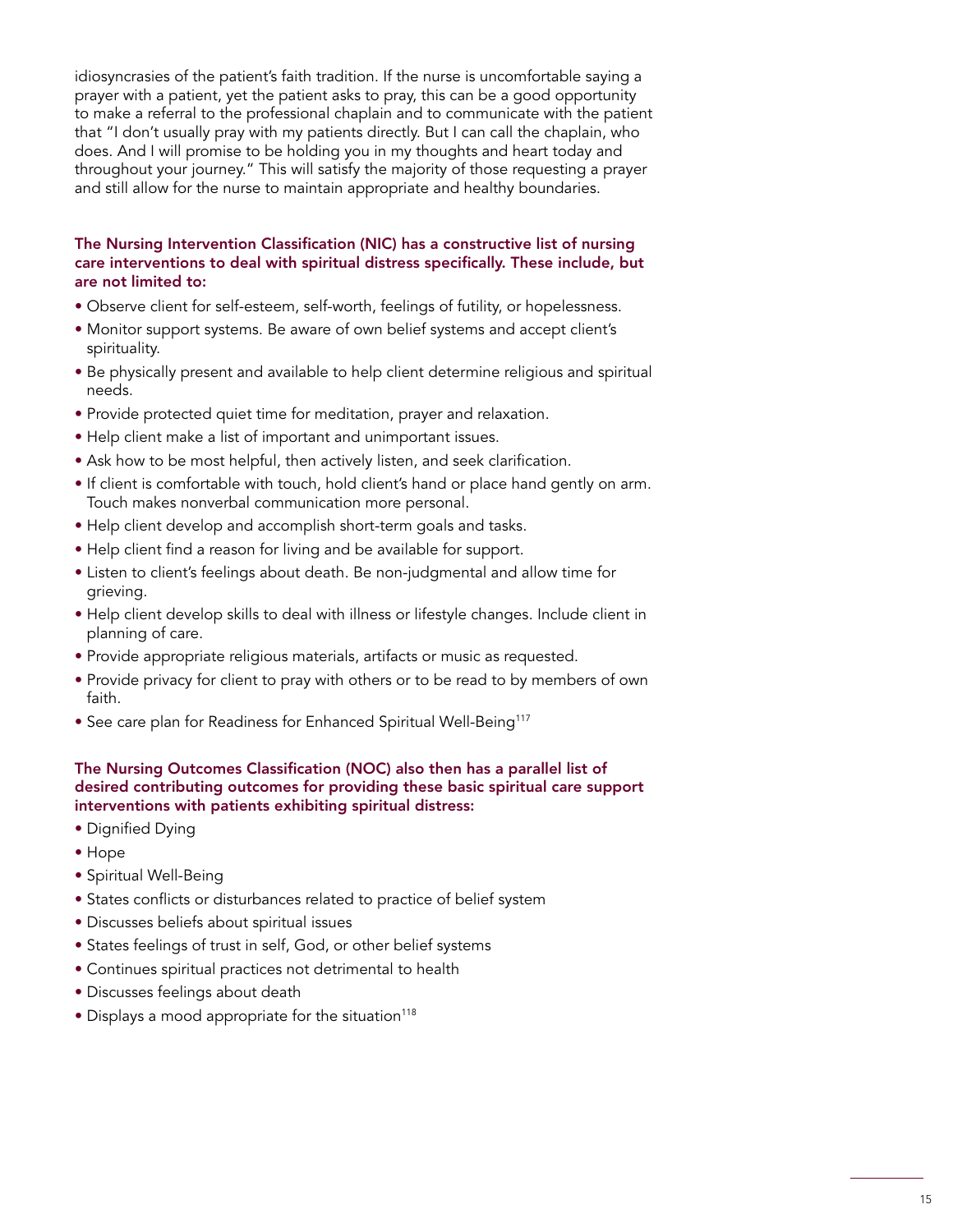idiosyncrasies of the patient's faith tradition. If the nurse is uncomfortable saying a prayer with a patient, yet the patient asks to pray, this can be a good opportunity to make a referral to the professional chaplain and to communicate with the patient that "I don't usually pray with my patients directly. But I can call the chaplain, who does. And I will promise to be holding you in my thoughts and heart today and throughout your journey." This will satisfy the majority of those requesting a prayer and still allow for the nurse to maintain appropriate and healthy boundaries.

**The Nursing Intervention Classification (NIC) has a constructive list of nursing care interventions to deal with spiritual distress specifically. These include, but are not limited to:**

- Observe client for self-esteem, self-worth, feelings of futility, or hopelessness.
- Monitor support systems. Be aware of own belief systems and accept client's spirituality.
- Be physically present and available to help client determine religious and spiritual needs.
- Provide protected quiet time for meditation, prayer and relaxation.
- Help client make a list of important and unimportant issues.
- Ask how to be most helpful, then actively listen, and seek clarification.
- If client is comfortable with touch, hold client's hand or place hand gently on arm. Touch makes nonverbal communication more personal.
- Help client develop and accomplish short-term goals and tasks.
- Help client find a reason for living and be available for support.
- Listen to client's feelings about death. Be non-judgmental and allow time for grieving.
- Help client develop skills to deal with illness or lifestyle changes. Include client in planning of care.
- Provide appropriate religious materials, artifacts or music as requested.
- Provide privacy for client to pray with others or to be read to by members of own faith.
- See care plan for Readiness for Enhanced Spiritual Well-Being[117]

**The Nursing Outcomes Classification (NOC) also then has a parallel list of desired contributing outcomes for providing these basic spiritual care support interventions with patients exhibiting spiritual distress:**

- Dignified Dying
- Hope
- Spiritual Well-Being
- States conflicts or disturbances related to practice of belief system
- Discusses beliefs about spiritual issues
- States feelings of trust in self, God, or other belief systems
- Continues spiritual practices not detrimental to health
- Discusses feelings about death
- Displays a mood appropriate for the situation[118]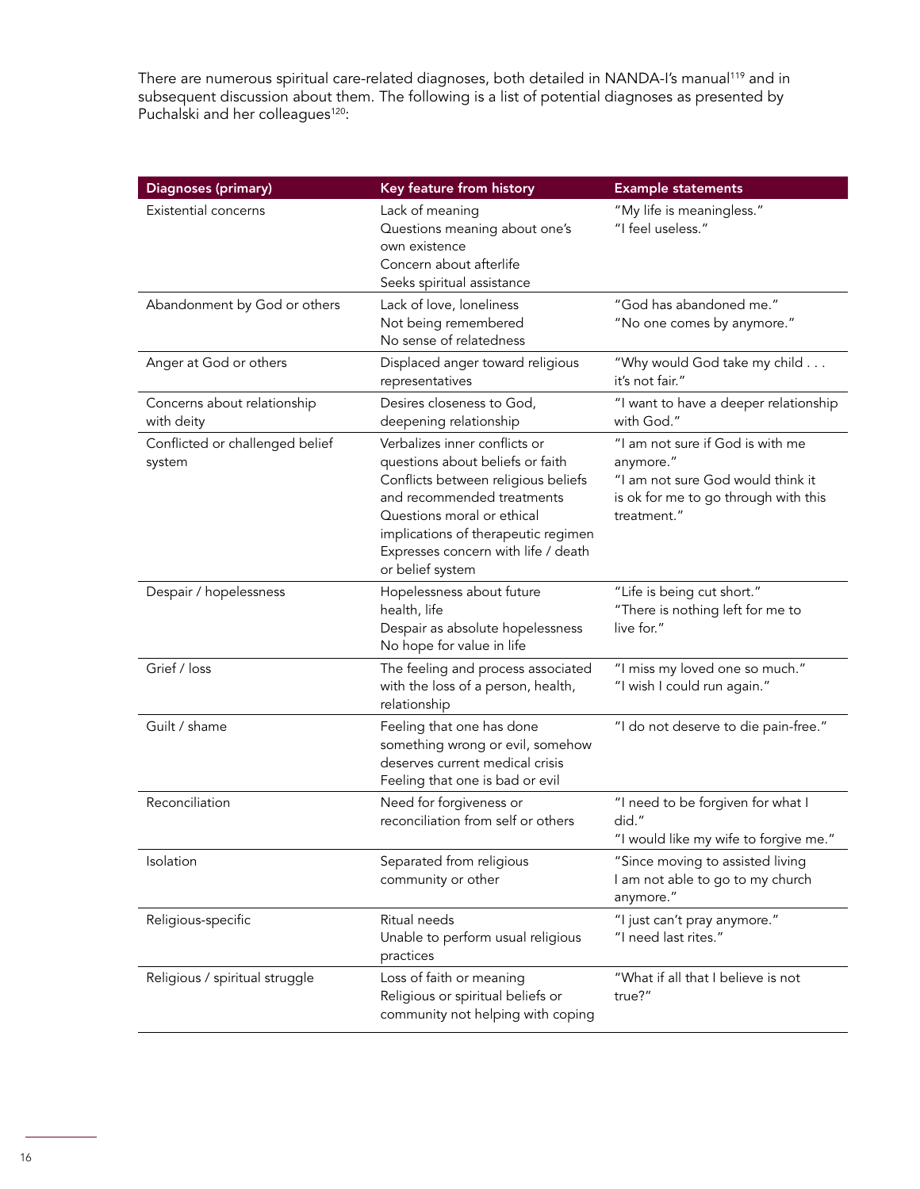There are numerous spiritual care-related diagnoses, both detailed in NANDA-I's manual[119] and in subsequent discussion about them. The following is a list of potential diagnoses as presented by Puchalski and her colleagues[120]:

| Diagnoses (primary) | Key feature from history | Example statements |
|---|---|---|
| Existential concerns | Lack of meaning<br>Questions meaning about one's own existence<br>Concern about afterlife<br>Seeks spiritual assistance | "My life is meaningless."<br>"I feel useless." |
| Abandonment by God or others | Lack of love, loneliness<br>Not being remembered<br>No sense of relatedness | "God has abandoned me."<br>"No one comes by anymore." |
| Anger at God or others | Displaced anger toward religious representatives | "Why would God take my child . . . it's not fair." |
| Concerns about relationship with deity | Desires closeness to God, deepening relationship | "I want to have a deeper relationship with God." |
| Conflicted or challenged belief system | Verbalizes inner conflicts or questions about beliefs or faith<br>Conflicts between religious beliefs and recommended treatments<br>Questions moral or ethical implications of therapeutic regimen<br>Expresses concern with life / death or belief system | "I am not sure if God is with me anymore."<br>"I am not sure God would think it is ok for me to go through with this treatment." |
| Despair / hopelessness | Hopelessness about future health, life<br>Despair as absolute hopelessness<br>No hope for value in life | "Life is being cut short."<br>"There is nothing left for me to live for." |
| Grief / loss | The feeling and process associated with the loss of a person, health, relationship | "I miss my loved one so much."<br>"I wish I could run again." |
| Guilt / shame | Feeling that one has done something wrong or evil, somehow deserves current medical crisis<br>Feeling that one is bad or evil | "I do not deserve to die pain-free." |
| Reconciliation | Need for forgiveness or reconciliation from self or others | "I need to be forgiven for what I did."<br>"I would like my wife to forgive me." |
| Isolation | Separated from religious community or other | "Since moving to assisted living I am not able to go to my church anymore." |
| Religious-specific | Ritual needs<br>Unable to perform usual religious practices | "I just can't pray anymore."<br>"I need last rites." |
| Religious / spiritual struggle | Loss of faith or meaning<br>Religious or spiritual beliefs or community not helping with coping | "What if all that I believe is not true?" |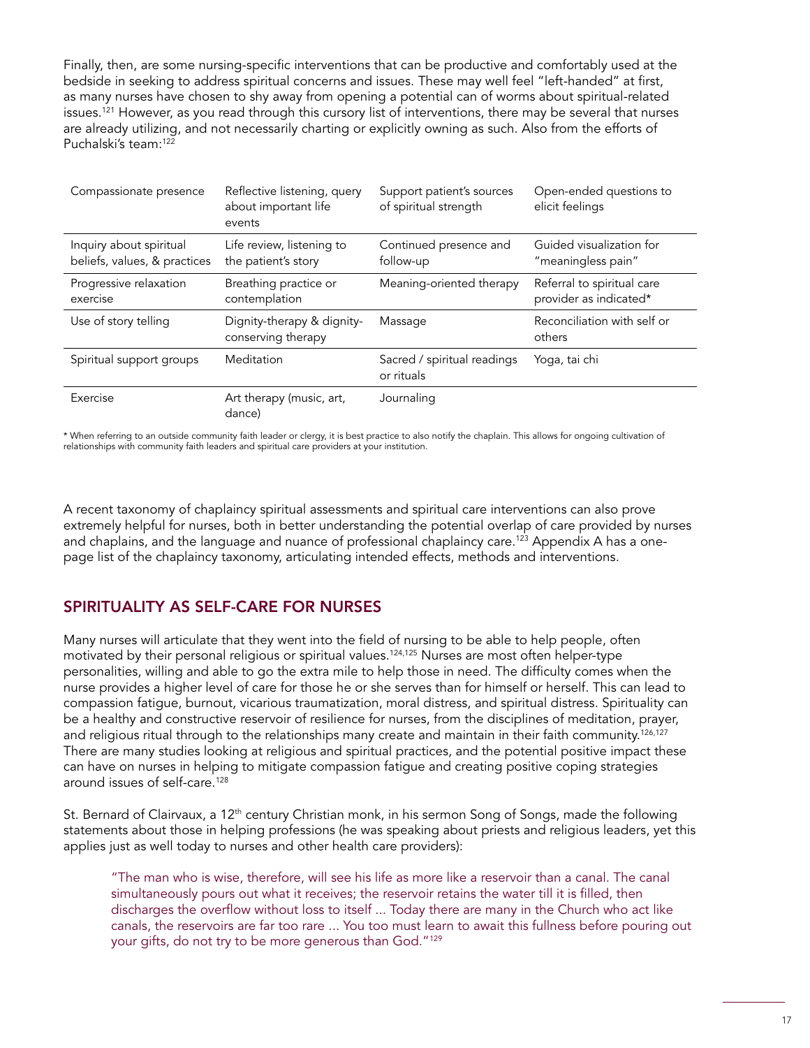Finally, then, are some nursing-specific interventions that can be productive and comfortably used at the bedside in seeking to address spiritual concerns and issues. These may well feel "left-handed" at first, as many nurses have chosen to shy away from opening a potential can of worms about spiritual-related issues.[121] However, as you read through this cursory list of interventions, there may be several that nurses are already utilizing, and not necessarily charting or explicitly owning as such. Also from the efforts of Puchalski's team:[122]

| | | | |
|---|---|---|---|
| Compassionate presence | Reflective listening, query about important life events | Support patient's sources of spiritual strength | Open-ended questions to elicit feelings |
| Inquiry about spiritual beliefs, values, & practices | Life review, listening to the patient's story | Continued presence and follow-up | Guided visualization for "meaningless pain" |
| Progressive relaxation exercise | Breathing practice or contemplation | Meaning-oriented therapy | Referral to spiritual care provider as indicated* |
| Use of story telling | Dignity-therapy & dignity-conserving therapy | Massage | Reconciliation with self or others |
| Spiritual support groups | Meditation | Sacred / spiritual readings or rituals | Yoga, tai chi |
| Exercise | Art therapy (music, art, dance) | Journaling | |

* When referring to an outside community faith leader or clergy, it is best practice to also notify the chaplain. This allows for ongoing cultivation of relationships with community faith leaders and spiritual care providers at your institution.

A recent taxonomy of chaplaincy spiritual assessments and spiritual care interventions can also prove extremely helpful for nurses, both in better understanding the potential overlap of care provided by nurses and chaplains, and the language and nuance of professional chaplaincy care.[123] Appendix A has a one-page list of the chaplaincy taxonomy, articulating intended effects, methods and interventions.

## SPIRITUALITY AS SELF-CARE FOR NURSES

Many nurses will articulate that they went into the field of nursing to be able to help people, often motivated by their personal religious or spiritual values.[124,125] Nurses are most often helper-type personalities, willing and able to go the extra mile to help those in need. The difficulty comes when the nurse provides a higher level of care for those he or she serves than for himself or herself. This can lead to compassion fatigue, burnout, vicarious traumatization, moral distress, and spiritual distress. Spirituality can be a healthy and constructive reservoir of resilience for nurses, from the disciplines of meditation, prayer, and religious ritual through to the relationships many create and maintain in their faith community.[126,127] There are many studies looking at religious and spiritual practices, and the potential positive impact these can have on nurses in helping to mitigate compassion fatigue and creating positive coping strategies around issues of self-care.[128]

St. Bernard of Clairvaux, a 12th century Christian monk, in his sermon Song of Songs, made the following statements about those in helping professions (he was speaking about priests and religious leaders, yet this applies just as well today to nurses and other health care providers):

> "The man who is wise, therefore, will see his life as more like a reservoir than a canal. The canal simultaneously pours out what it receives; the reservoir retains the water till it is filled, then discharges the overflow without loss to itself ... Today there are many in the Church who act like canals, the reservoirs are far too rare ... You too must learn to await this fullness before pouring out your gifts, do not try to be more generous than God."[129]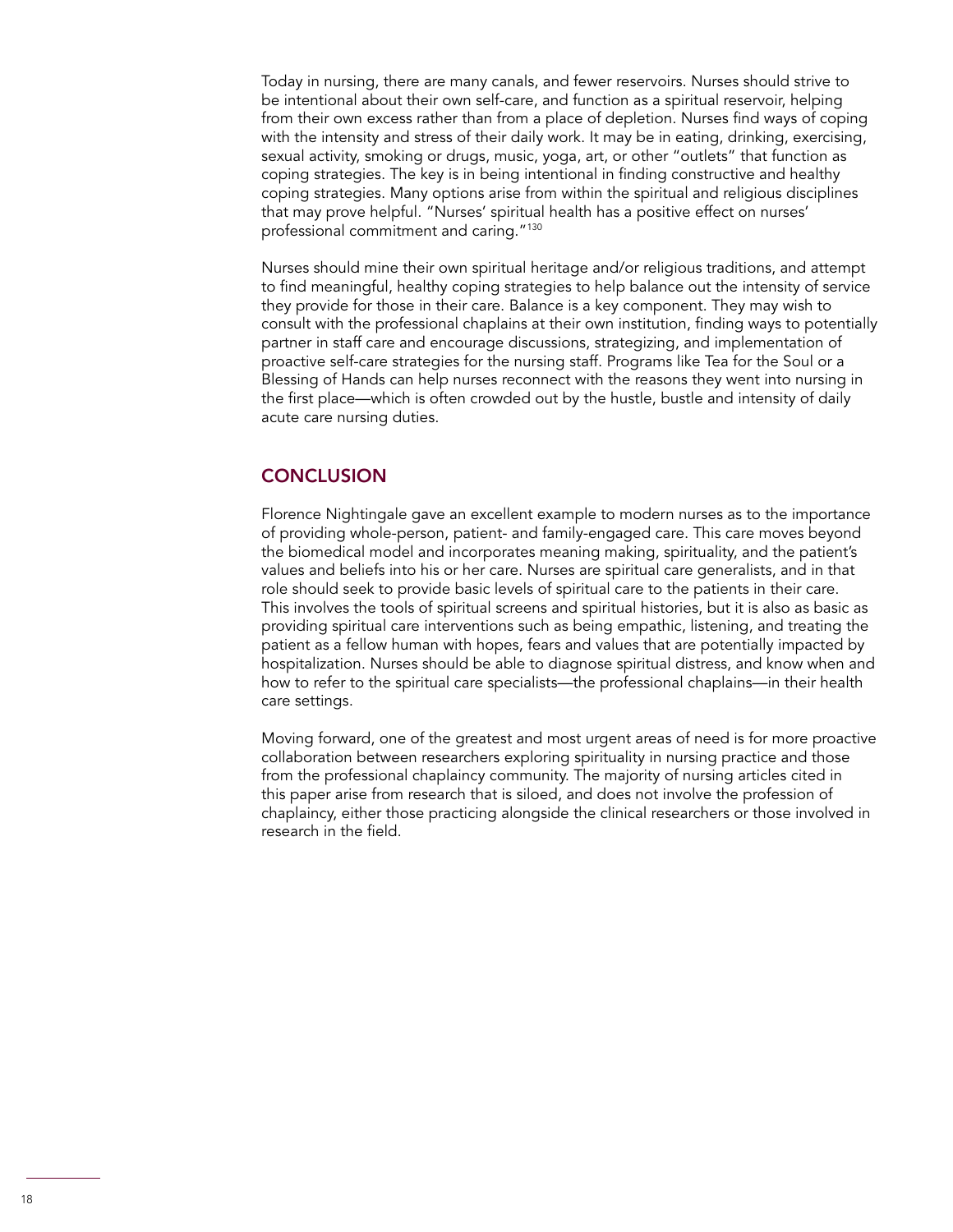Today in nursing, there are many canals, and fewer reservoirs. Nurses should strive to be intentional about their own self-care, and function as a spiritual reservoir, helping from their own excess rather than from a place of depletion. Nurses find ways of coping with the intensity and stress of their daily work. It may be in eating, drinking, exercising, sexual activity, smoking or drugs, music, yoga, art, or other "outlets" that function as coping strategies. The key is in being intentional in finding constructive and healthy coping strategies. Many options arise from within the spiritual and religious disciplines that may prove helpful. "Nurses' spiritual health has a positive effect on nurses' professional commitment and caring."[130]

Nurses should mine their own spiritual heritage and/or religious traditions, and attempt to find meaningful, healthy coping strategies to help balance out the intensity of service they provide for those in their care. Balance is a key component. They may wish to consult with the professional chaplains at their own institution, finding ways to potentially partner in staff care and encourage discussions, strategizing, and implementation of proactive self-care strategies for the nursing staff. Programs like Tea for the Soul or a Blessing of Hands can help nurses reconnect with the reasons they went into nursing in the first place—which is often crowded out by the hustle, bustle and intensity of daily acute care nursing duties.

## CONCLUSION

Florence Nightingale gave an excellent example to modern nurses as to the importance of providing whole-person, patient- and family-engaged care. This care moves beyond the biomedical model and incorporates meaning making, spirituality, and the patient's values and beliefs into his or her care. Nurses are spiritual care generalists, and in that role should seek to provide basic levels of spiritual care to the patients in their care. This involves the tools of spiritual screens and spiritual histories, but it is also as basic as providing spiritual care interventions such as being empathic, listening, and treating the patient as a fellow human with hopes, fears and values that are potentially impacted by hospitalization. Nurses should be able to diagnose spiritual distress, and know when and how to refer to the spiritual care specialists—the professional chaplains—in their health care settings.

Moving forward, one of the greatest and most urgent areas of need is for more proactive collaboration between researchers exploring spirituality in nursing practice and those from the professional chaplaincy community. The majority of nursing articles cited in this paper arise from research that is siloed, and does not involve the profession of chaplaincy, either those practicing alongside the clinical researchers or those involved in research in the field.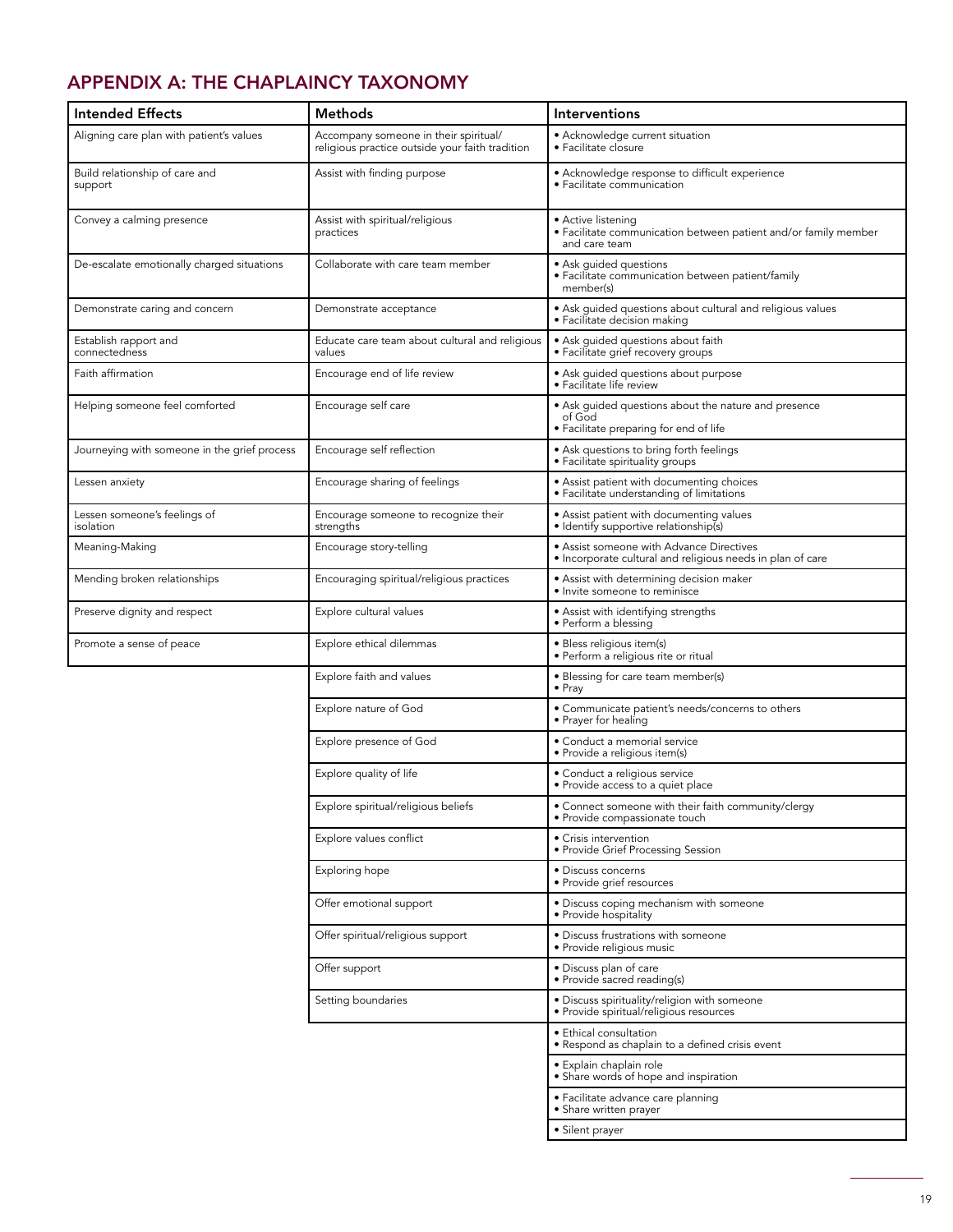## APPENDIX A: THE CHAPLAINCY TAXONOMY

| Intended Effects | Methods | Interventions |
|---|---|---|
| Aligning care plan with patient's values | Accompany someone in their spiritual/ religious practice outside your faith tradition | • Acknowledge current situation<br>• Facilitate closure |
| Build relationship of care and support | Assist with finding purpose | • Acknowledge response to difficult experience<br>• Facilitate communication |
| Convey a calming presence | Assist with spiritual/religious practices | • Active listening<br>• Facilitate communication between patient and/or family member and care team |
| De-escalate emotionally charged situations | Collaborate with care team member | • Ask guided questions<br>• Facilitate communication between patient/family member(s) |
| Demonstrate caring and concern | Demonstrate acceptance | • Ask guided questions about cultural and religious values<br>• Facilitate decision making |
| Establish rapport and connectedness | Educate care team about cultural and religious values | • Ask guided questions about faith<br>• Facilitate grief recovery groups |
| Faith affirmation | Encourage end of life review | • Ask guided questions about purpose<br>• Facilitate life review |
| Helping someone feel comforted | Encourage self care | • Ask guided questions about the nature and presence of God<br>• Facilitate preparing for end of life |
| Journeying with someone in the grief process | Encourage self reflection | • Ask questions to bring forth feelings<br>• Facilitate spirituality groups |
| Lessen anxiety | Encourage sharing of feelings | • Assist patient with documenting choices<br>• Facilitate understanding of limitations |
| Lessen someone's feelings of isolation | Encourage someone to recognize their strengths | • Assist patient with documenting values<br>• Identify supportive relationship(s) |
| Meaning-Making | Encourage story-telling | • Assist someone with Advance Directives<br>• Incorporate cultural and religious needs in plan of care |
| Mending broken relationships | Encouraging spiritual/religious practices | • Assist with determining decision maker<br>• Invite someone to reminisce |
| Preserve dignity and respect | Explore cultural values | • Assist with identifying strengths<br>• Perform a blessing |
| Promote a sense of peace | Explore ethical dilemmas | • Bless religious item(s)<br>• Perform a religious rite or ritual |
| | Explore faith and values | • Blessing for care team member(s)<br>• Pray |
| | Explore nature of God | • Communicate patient's needs/concerns to others<br>• Prayer for healing |
| | Explore presence of God | • Conduct a memorial service<br>• Provide a religious item(s) |
| | Explore quality of life | • Conduct a religious service<br>• Provide access to a quiet place |
| | Explore spiritual/religious beliefs | • Connect someone with their faith community/clergy<br>• Provide compassionate touch |
| | Explore values conflict | • Crisis intervention<br>• Provide Grief Processing Session |
| | Exploring hope | • Discuss concerns<br>• Provide grief resources |
| | Offer emotional support | • Discuss coping mechanism with someone<br>• Provide hospitality |
| | Offer spiritual/religious support | • Discuss frustrations with someone<br>• Provide religious music |
| | Offer support | • Discuss plan of care<br>• Provide sacred reading(s) |
| | Setting boundaries | • Discuss spirituality/religion with someone<br>• Provide spiritual/religious resources |
| | | • Ethical consultation<br>• Respond as chaplain to a defined crisis event |
| | | • Explain chaplain role<br>• Share words of hope and inspiration |
| | | • Facilitate advance care planning<br>• Share written prayer |
| | | • Silent prayer |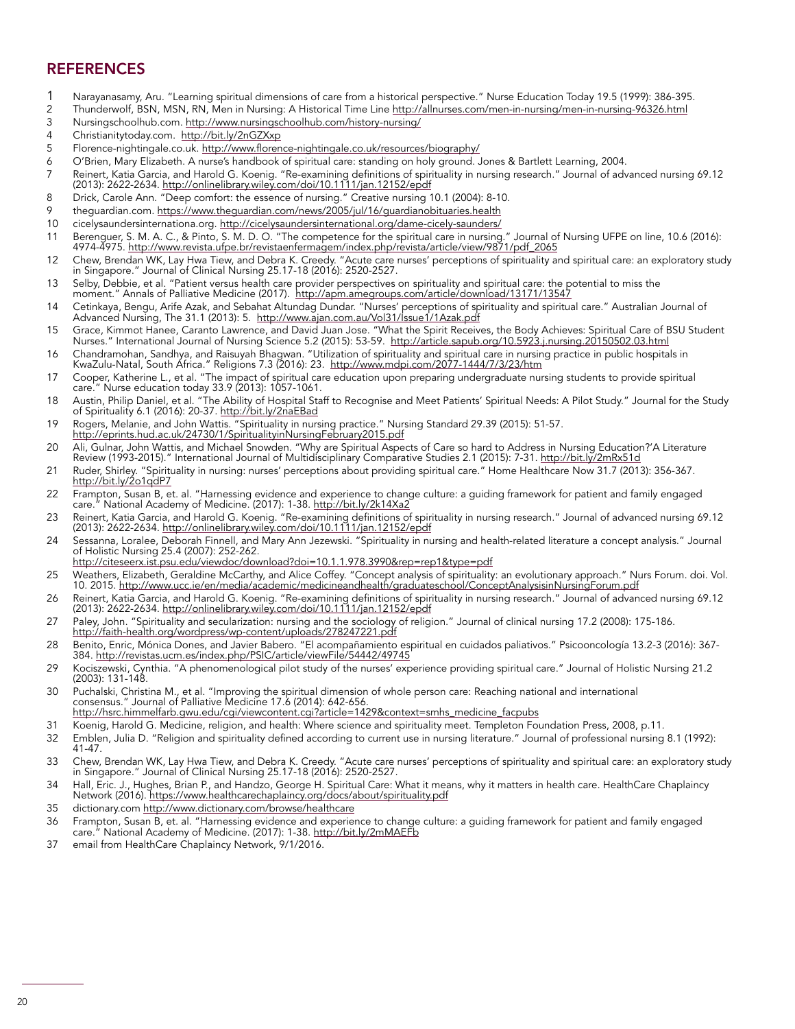## REFERENCES

1. Narayanasamy, Aru. "Learning spiritual dimensions of care from a historical perspective." Nurse Education Today 19.5 (1999): 386-395.
2. Thunderwolf, BSN, MSN, RN, Men in Nursing: A Historical Time Line http://allnurses.com/men-in-nursing/men-in-nursing-96326.html
3. Nursingschoolhub.com. http://www.nursingschoolhub.com/history-nursing/
4. Christianitytoday.com. http://bit.ly/2nGZXxp
5. Florence-nightingale.co.uk. http://www.florence-nightingale.co.uk/resources/biography/
6. O'Brien, Mary Elizabeth. A nurse's handbook of spiritual care: standing on holy ground. Jones & Bartlett Learning, 2004.
7. Reinert, Katia Garcia, and Harold G. Koenig. "Re-examining definitions of spirituality in nursing research." Journal of advanced nursing 69.12 (2013): 2622-2634. http://onlinelibrary.wiley.com/doi/10.1111/jan.12152/epdf
8. Drick, Carole Ann. "Deep comfort: the essence of nursing." Creative nursing 10.1 (2004): 8-10.
9. theguardian.com. https://www.theguardian.com/news/2005/jul/16/guardianobituaries.health
10. cicelysaundersinternationa.org. http://cicelysaundersinternational.org/dame-cicely-saunders/
11. Berenguer, S. M. A. C., & Pinto, S. M. D. O. "The competence for the spiritual care in nursing." Journal of Nursing UFPE on line, 10.6 (2016): 4974-4975. http://www.revista.ufpe.br/revistaenfermagem/index.php/revista/article/view/9871/pdf_2065
12. Chew, Brendan WK, Lay Hwa Tiew, and Debra K. Creedy. "Acute care nurses' perceptions of spirituality and spiritual care: an exploratory study in Singapore." Journal of Clinical Nursing 25.17-18 (2016): 2520-2527.
13. Selby, Debbie, et al. "Patient versus health care provider perspectives on spirituality and spiritual care: the potential to miss the moment." Annals of Palliative Medicine (2017). http://apm.amegroups.com/article/download/13171/13547
14. Cetinkaya, Bengu, Arife Azak, and Sebahat Altundag Dundar. "Nurses' perceptions of spirituality and spiritual care." Australian Journal of Advanced Nursing, The 31.1 (2013): 5. http://www.ajan.com.au/Vol31/Issue1/1Azak.pdf
15. Grace, Kimmot Hanee, Caranto Lawrence, and David Juan Jose. "What the Spirit Receives, the Body Achieves: Spiritual Care of BSU Student Nurses." International Journal of Nursing Science 5.2 (2015): 53-59. http://article.sapub.org/10.5923.j.nursing.20150502.03.html
16. Chandramohan, Sandhya, and Raisuyah Bhagwan. "Utilization of spirituality and spiritual care in nursing practice in public hospitals in KwaZulu-Natal, South Africa." Religions 7.3 (2016): 23. http://www.mdpi.com/2077-1444/7/3/23/htm
17. Cooper, Katherine L., et al. "The impact of spiritual care education upon preparing undergraduate nursing students to provide spiritual care." Nurse education today 33.9 (2013): 1057-1061.
18. Austin, Philip Daniel, et al. "The Ability of Hospital Staff to Recognise and Meet Patients' Spiritual Needs: A Pilot Study." Journal for the Study of Spirituality 6.1 (2016): 20-37. http://bit.ly/2naEBad
19. Rogers, Melanie, and John Wattis. "Spirituality in nursing practice." Nursing Standard 29.39 (2015): 51-57. http://eprints.hud.ac.uk/24730/1/SpiritualityinNursingFebruary2015.pdf
20. Ali, Gulnar, John Wattis, and Michael Snowden. "Why are Spiritual Aspects of Care so hard to Address in Nursing Education?'A Literature Review (1993-2015)." International Journal of Multidisciplinary Comparative Studies 2.1 (2015): 7-31. http://bit.ly/2mRx51d
21. Ruder, Shirley. "Spirituality in nursing: nurses' perceptions about providing spiritual care." Home Healthcare Now 31.7 (2013): 356-367. http://bit.ly/2o1qdP7
22. Frampton, Susan B, et. al. "Harnessing evidence and experience to change culture: a guiding framework for patient and family engaged care." National Academy of Medicine. (2017): 1-38. http://bit.ly/2k14Xa2
23. Reinert, Katia Garcia, and Harold G. Koenig. "Re-examining definitions of spirituality in nursing research." Journal of advanced nursing 69.12 (2013): 2622-2634. http://onlinelibrary.wiley.com/doi/10.1111/jan.12152/epdf
24. Sessanna, Loralee, Deborah Finnell, and Mary Ann Jezewski. "Spirituality in nursing and health-related literature a concept analysis." Journal of Holistic Nursing 25.4 (2007): 252-262. http://citeseerx.ist.psu.edu/viewdoc/download?doi=10.1.1.978.3990&rep=rep1&type=pdf
25. Weathers, Elizabeth, Geraldine McCarthy, and Alice Coffey. "Concept analysis of spirituality: an evolutionary approach." Nurs Forum. doi. Vol. 10. 2015. http://www.ucc.ie/en/media/academic/medicineandhealth/graduateschool/ConceptAnalysisinNursingForum.pdf
26. Reinert, Katia Garcia, and Harold G. Koenig. "Re-examining definitions of spirituality in nursing research." Journal of advanced nursing 69.12 (2013): 2622-2634. http://onlinelibrary.wiley.com/doi/10.1111/jan.12152/epdf
27. Paley, John. "Spirituality and secularization: nursing and the sociology of religion." Journal of clinical nursing 17.2 (2008): 175-186. http://faith-health.org/wordpress/wp-content/uploads/278247221.pdf
28. Benito, Enric, Mónica Dones, and Javier Babero. "El acompañamiento espiritual en cuidados paliativos." Psicooncología 13.2-3 (2016): 367-384. http://revistas.ucm.es/index.php/PSIC/article/viewFile/54442/49745
29. Kociszewski, Cynthia. "A phenomenological pilot study of the nurses' experience providing spiritual care." Journal of Holistic Nursing 21.2 (2003): 131-148.
30. Puchalski, Christina M., et al. "Improving the spiritual dimension of whole person care: Reaching national and international consensus." Journal of Palliative Medicine 17.6 (2014): 642-656. http://hsrc.himmelfarb.gwu.edu/cgi/viewcontent.cgi?article=1429&context=smhs_medicine_facpubs
31. Koenig, Harold G. Medicine, religion, and health: Where science and spirituality meet. Templeton Foundation Press, 2008, p.11.
32. Emblen, Julia D. "Religion and spirituality defined according to current use in nursing literature." Journal of professional nursing 8.1 (1992): 41-47.
33. Chew, Brendan WK, Lay Hwa Tiew, and Debra K. Creedy. "Acute care nurses' perceptions of spirituality and spiritual care: an exploratory study in Singapore." Journal of Clinical Nursing 25.17-18 (2016): 2520-2527.
34. Hall, Eric. J., Hughes, Brian P., and Handzo, George H. Spiritual Care: What it means, why it matters in health care. HealthCare Chaplaincy Network (2016). https://www.healthcarechaplaincy.org/docs/about/spirituality.pdf
35. dictionary.com http://www.dictionary.com/browse/healthcare
36. Frampton, Susan B, et. al. "Harnessing evidence and experience to change culture: a guiding framework for patient and family engaged care." National Academy of Medicine. (2017): 1-38. http://bit.ly/2mMAEFb
37. email from HealthCare Chaplaincy Network, 9/1/2016.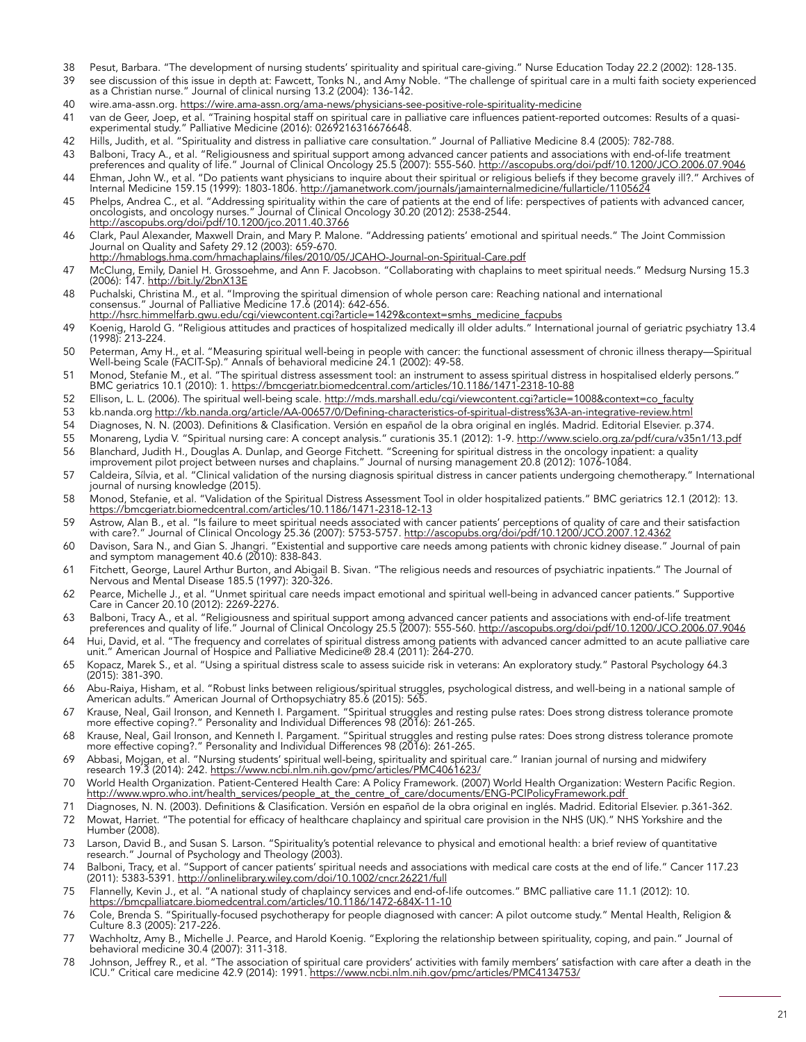38 Pesut, Barbara. "The development of nursing students' spirituality and spiritual care-giving." Nurse Education Today 22.2 (2002): 128-135.

39 see discussion of this issue in depth at: Fawcett, Tonks N., and Amy Noble. "The challenge of spiritual care in a multi faith society experienced as a Christian nurse." Journal of clinical nursing 13.2 (2004): 136-142.

40 wire.ama-assn.org. https://wire.ama-assn.org/ama-news/physicians-see-positive-role-spirituality-medicine

41 van de Geer, Joep, et al. "Training hospital staff on spiritual care in palliative care influences patient-reported outcomes: Results of a quasi-experimental study." Palliative Medicine (2016): 0269216316676648.

42 Hills, Judith, et al. "Spirituality and distress in palliative care consultation." Journal of Palliative Medicine 8.4 (2005): 782-788.

43 Balboni, Tracy A., et al. "Religiousness and spiritual support among advanced cancer patients and associations with end-of-life treatment preferences and quality of life." Journal of Clinical Oncology 25.5 (2007): 555-560. http://ascopubs.org/doi/pdf/10.1200/JCO.2006.07.9046

44 Ehman, John W., et al. "Do patients want physicians to inquire about their spiritual or religious beliefs if they become gravely ill?." Archives of Internal Medicine 159.15 (1999): 1803-1806. http://jamanetwork.com/journals/jamainternalmedicine/fullarticle/1105624

45 Phelps, Andrea C., et al. "Addressing spirituality within the care of patients at the end of life: perspectives of patients with advanced cancer, oncologists, and oncology nurses." Journal of Clinical Oncology 30.20 (2012): 2538-2544. http://ascopubs.org/doi/pdf/10.1200/jco.2011.40.3766

46 Clark, Paul Alexander, Maxwell Drain, and Mary P. Malone. "Addressing patients' emotional and spiritual needs." The Joint Commission Journal on Quality and Safety 29.12 (2003): 659-670. http://hmablogs.hma.com/hmachaplains/files/2010/05/JCAHO-Journal-on-Spiritual-Care.pdf

47 McClung, Emily, Daniel H. Grossoehme, and Ann F. Jacobson. "Collaborating with chaplains to meet spiritual needs." Medsurg Nursing 15.3 (2006): 147. http://bit.ly/2bnX13E

48 Puchalski, Christina M., et al. "Improving the spiritual dimension of whole person care: Reaching national and international consensus." Journal of Palliative Medicine 17.6 (2014): 642-656. http://hsrc.himmelfarb.gwu.edu/cgi/viewcontent.cgi?article=1429&context=smhs_medicine_facpubs

49 Koenig, Harold G. "Religious attitudes and practices of hospitalized medically ill older adults." International journal of geriatric psychiatry 13.4 (1998): 213-224.

50 Peterman, Amy H., et al. "Measuring spiritual well-being in people with cancer: the functional assessment of chronic illness therapy—Spiritual Well-being Scale (FACIT-Sp)." Annals of behavioral medicine 24.1 (2002): 49-58.

51 Monod, Stefanie M., et al. "The spiritual distress assessment tool: an instrument to assess spiritual distress in hospitalised elderly persons." BMC geriatrics 10.1 (2010): 1. https://bmcgeriatr.biomedcentral.com/articles/10.1186/1471-2318-10-88

52 Ellison, L. L. (2006). The spiritual well-being scale. http://mds.marshall.edu/cgi/viewcontent.cgi?article=1008&context=co_faculty

53 kb.nanda.org http://kb.nanda.org/article/AA-00657/0/Defining-characteristics-of-spiritual-distress%3A-an-integrative-review.html

54 Diagnoses, N. N. (2003). Definitions & Clasification. Versión en español de la obra original en inglés. Madrid. Editorial Elsevier. p.374.

55 Monareng, Lydia V. "Spiritual nursing care: A concept analysis." curationis 35.1 (2012): 1-9. http://www.scielo.org.za/pdf/cura/v35n1/13.pdf

56 Blanchard, Judith H., Douglas A. Dunlap, and George Fitchett. "Screening for spiritual distress in the oncology inpatient: a quality improvement pilot project between nurses and chaplains." Journal of nursing management 20.8 (2012): 1076-1084.

57 Caldeira, Sílvia, et al. "Clinical validation of the nursing diagnosis spiritual distress in cancer patients undergoing chemotherapy." International journal of nursing knowledge (2015).

58 Monod, Stefanie, et al. "Validation of the Spiritual Distress Assessment Tool in older hospitalized patients." BMC geriatrics 12.1 (2012): 13. https://bmcgeriatr.biomedcentral.com/articles/10.1186/1471-2318-12-13

59 Astrow, Alan B., et al. "Is failure to meet spiritual needs associated with cancer patients' perceptions of quality of care and their satisfaction with care?." Journal of Clinical Oncology 25.36 (2007): 5753-5757. http://ascopubs.org/doi/pdf/10.1200/JCO.2007.12.4362

60 Davison, Sara N., and Gian S. Jhangri. "Existential and supportive care needs among patients with chronic kidney disease." Journal of pain and symptom management 40.6 (2010): 838-843.

61 Fitchett, George, Laurel Arthur Burton, and Abigail B. Sivan. "The religious needs and resources of psychiatric inpatients." The Journal of Nervous and Mental Disease 185.5 (1997): 320-326.

62 Pearce, Michelle J., et al. "Unmet spiritual care needs impact emotional and spiritual well-being in advanced cancer patients." Supportive Care in Cancer 20.10 (2012): 2269-2276.

63 Balboni, Tracy A., et al. "Religiousness and spiritual support among advanced cancer patients and associations with end-of-life treatment preferences and quality of life." Journal of Clinical Oncology 25.5 (2007): 555-560. http://ascopubs.org/doi/pdf/10.1200/JCO.2006.07.9046

64 Hui, David, et al. "The frequency and correlates of spiritual distress among patients with advanced cancer admitted to an acute palliative care unit." American Journal of Hospice and Palliative Medicine® 28.4 (2011): 264-270.

65 Kopacz, Marek S., et al. "Using a spiritual distress scale to assess suicide risk in veterans: An exploratory study." Pastoral Psychology 64.3 (2015): 381-390.

66 Abu-Raiya, Hisham, et al. "Robust links between religious/spiritual struggles, psychological distress, and well-being in a national sample of American adults." American Journal of Orthopsychiatry 85.6 (2015): 565.

67 Krause, Neal, Gail Ironson, and Kenneth I. Pargament. "Spiritual struggles and resting pulse rates: Does strong distress tolerance promote more effective coping?." Personality and Individual Differences 98 (2016): 261-265.

68 Krause, Neal, Gail Ironson, and Kenneth I. Pargament. "Spiritual struggles and resting pulse rates: Does strong distress tolerance promote more effective coping?." Personality and Individual Differences 98 (2016): 261-265.

69 Abbasi, Mojgan, et al. "Nursing students' spiritual well-being, spirituality and spiritual care." Iranian journal of nursing and midwifery research 19.3 (2014): 242. https://www.ncbi.nlm.nih.gov/pmc/articles/PMC4061623/

70 World Health Organization. Patient-Centered Health Care: A Policy Framework. (2007) World Health Organization: Western Pacific Region. http://www.wpro.who.int/health_services/people_at_the_centre_of_care/documents/ENG-PCIPolicyFramework.pdf

71 Diagnoses, N. N. (2003). Definitions & Clasification. Versión en español de la obra original en inglés. Madrid. Editorial Elsevier. p.361-362.

72 Mowat, Harriet. "The potential for efficacy of healthcare chaplaincy and spiritual care provision in the NHS (UK)." NHS Yorkshire and the Humber (2008).

73 Larson, David B., and Susan S. Larson. "Spirituality's potential relevance to physical and emotional health: a brief review of quantitative research." Journal of Psychology and Theology (2003).

74 Balboni, Tracy, et al. "Support of cancer patients' spiritual needs and associations with medical care costs at the end of life." Cancer 117.23 (2011): 5383-5391. http://onlinelibrary.wiley.com/doi/10.1002/cncr.26221/full

75 Flannelly, Kevin J., et al. "A national study of chaplaincy services and end-of-life outcomes." BMC palliative care 11.1 (2012): 10. https://bmcpalliatcare.biomedcentral.com/articles/10.1186/1472-684X-11-10

76 Cole, Brenda S. "Spiritually-focused psychotherapy for people diagnosed with cancer: A pilot outcome study." Mental Health, Religion & Culture 8.3 (2005): 217-226.

77 Wachholtz, Amy B., Michelle J. Pearce, and Harold Koenig. "Exploring the relationship between spirituality, coping, and pain." Journal of behavioral medicine 30.4 (2007): 311-318.

78 Johnson, Jeffrey R., et al. "The association of spiritual care providers' activities with family members' satisfaction with care after a death in the ICU." Critical care medicine 42.9 (2014): 1991. https://www.ncbi.nlm.nih.gov/pmc/articles/PMC4134753/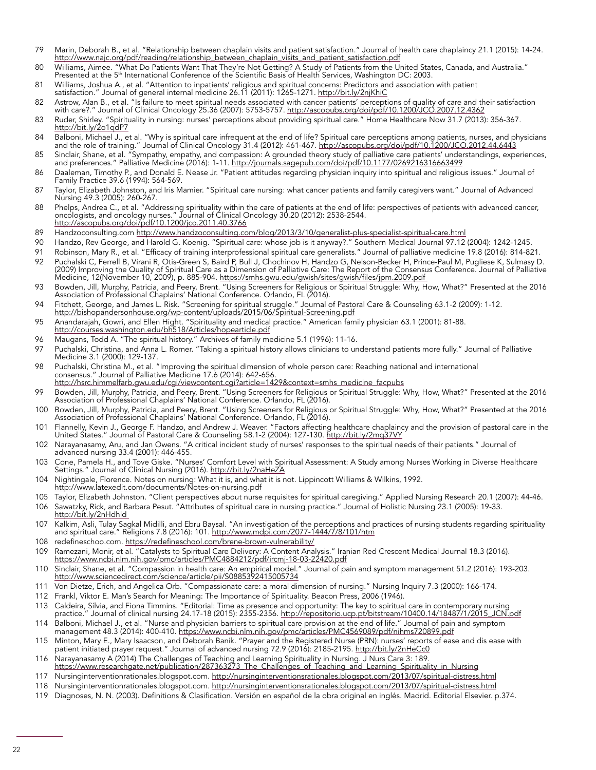79 Marin, Deborah B., et al. "Relationship between chaplain visits and patient satisfaction." Journal of health care chaplaincy 21.1 (2015): 14-24. http://www.najc.org/pdf/reading/relationship_between_chaplain_visits_and_patient_satisfaction.pdf

80 Williams, Aimee. "What Do Patients Want That They're Not Getting? A Study of Patients from the United States, Canada, and Australia." Presented at the 5th International Conference of the Scientific Basis of Health Services, Washington DC: 2003.

81 Williams, Joshua A., et al. "Attention to inpatients' religious and spiritual concerns: Predictors and association with patient satisfaction." Journal of general internal medicine 26.11 (2011): 1265-1271. http://bit.ly/2njKhiC

82 Astrow, Alan B., et al. "Is failure to meet spiritual needs associated with cancer patients' perceptions of quality of care and their satisfaction with care?." Journal of Clinical Oncology 25.36 (2007): 5753-5757. http://ascopubs.org/doi/pdf/10.1200/JCO.2007.12.4362

83 Ruder, Shirley. "Spirituality in nursing: nurses' perceptions about providing spiritual care." Home Healthcare Now 31.7 (2013): 356-367. http://bit.ly/2o1qdP7

84 Balboni, Michael J., et al. "Why is spiritual care infrequent at the end of life? Spiritual care perceptions among patients, nurses, and physicians and the role of training." Journal of Clinical Oncology 31.4 (2012): 461-467. http://ascopubs.org/doi/pdf/10.1200/JCO.2012.44.6443

85 Sinclair, Shane, et al. "Sympathy, empathy, and compassion: A grounded theory study of palliative care patients' understandings, experiences, and preferences." Palliative Medicine (2016): 1-11. http://journals.sagepub.com/doi/pdf/10.1177/0269216316663499

86 Daaleman, Timothy P., and Donald E. Nease Jr. "Patient attitudes regarding physician inquiry into spiritual and religious issues." Journal of Family Practice 39.6 (1994): 564-569.

87 Taylor, Elizabeth Johnston, and Iris Mamier. "Spiritual care nursing: what cancer patients and family caregivers want." Journal of Advanced Nursing 49.3 (2005): 260-267.

88 Phelps, Andrea C., et al. "Addressing spirituality within the care of patients at the end of life: perspectives of patients with advanced cancer, oncologists, and oncology nurses." Journal of Clinical Oncology 30.20 (2012): 2538-2544. http://ascopubs.org/doi/pdf/10.1200/jco.2011.40.3766

89 Handzoconsulting.com http://www.handzoconsulting.com/blog/2013/3/10/generalist-plus-specialist-spiritual-care.html

90 Handzo, Rev George, and Harold G. Koenig. "Spiritual care: whose job is it anyway?." Southern Medical Journal 97.12 (2004): 1242-1245.

91 Robinson, Mary R., et al. "Efficacy of training interprofessional spiritual care generalists." Journal of palliative medicine 19.8 (2016): 814-821.

92 Puchalski C, Ferrell B, Virani R, Otis-Green S, Baird P, Bull J, Chochinov H, Handzo G, Nelson-Becker H, Prince-Paul M, Pugliese K, Sulmasy D. (2009) Improving the Quality of Spiritual Care as a Dimension of Palliative Care: The Report of the Consensus Conference. Journal of Palliative Medicine, 12(November 10, 2009), p. 885-904. https://smhs.gwu.edu/gwish/sites/gwish/files/jpm.2009.pdf

93 Bowden, Jill, Murphy, Patricia, and Peery, Brent. "Using Screeners for Religious or Spiritual Struggle: Why, How, What?" Presented at the 2016 Association of Professional Chaplains' National Conference. Orlando, FL (2016).

94 Fitchett, George, and James L. Risk. "Screening for spiritual struggle." Journal of Pastoral Care & Counseling 63.1-2 (2009): 1-12. http://bishopandersonhouse.org/wp-content/uploads/2015/06/Spiritual-Screening.pdf

95 Anandarajah, Gowri, and Ellen Hight. "Spirituality and medical practice." American family physician 63.1 (2001): 81-88. http://courses.washington.edu/bh518/Articles/hopearticle.pdf

96 Maugans, Todd A. "The spiritual history." Archives of family medicine 5.1 (1996): 11-16.

97 Puchalski, Christina, and Anna L. Romer. "Taking a spiritual history allows clinicians to understand patients more fully." Journal of Palliative Medicine 3.1 (2000): 129-137.

98 Puchalski, Christina M., et al. "Improving the spiritual dimension of whole person care: Reaching national and international consensus." Journal of Palliative Medicine 17.6 (2014): 642-656. http://hsrc.himmelfarb.gwu.edu/cgi/viewcontent.cgi?article=1429&context=smhs_medicine_facpubs

99 Bowden, Jill, Murphy, Patricia, and Peery, Brent. "Using Screeners for Religious or Spiritual Struggle: Why, How, What?" Presented at the 2016 Association of Professional Chaplains' National Conference. Orlando, FL (2016).

100 Bowden, Jill, Murphy, Patricia, and Peery, Brent. "Using Screeners for Religious or Spiritual Struggle: Why, How, What?" Presented at the 2016 Association of Professional Chaplains' National Conference. Orlando, FL (2016).

101 Flannelly, Kevin J., George F. Handzo, and Andrew J. Weaver. "Factors affecting healthcare chaplaincy and the provision of pastoral care in the United States." Journal of Pastoral Care & Counseling 58.1-2 (2004): 127-130. http://bit.ly/2mq37VY

102 Narayanasamy, Aru, and Jan Owens. "A critical incident study of nurses' responses to the spiritual needs of their patients." Journal of advanced nursing 33.4 (2001): 446-455.

103 Cone, Pamela H., and Tove Giske. "Nurses' Comfort Level with Spiritual Assessment: A Study among Nurses Working in Diverse Healthcare Settings." Journal of Clinical Nursing (2016). http://bit.ly/2naHeZA

104 Nightingale, Florence. Notes on nursing: What it is, and what it is not. Lippincott Williams & Wilkins, 1992. http://www.latexedit.com/documents/Notes-on-nursing.pdf

105 Taylor, Elizabeth Johnston. "Client perspectives about nurse requisites for spiritual caregiving." Applied Nursing Research 20.1 (2007): 44-46.

106 Sawatzky, Rick, and Barbara Pesut. "Attributes of spiritual care in nursing practice." Journal of Holistic Nursing 23.1 (2005): 19-33. http://bit.ly/2nHdhld

107 Kalkim, Asli, Tulay Sagkal Midilli, and Ebru Baysal. "An investigation of the perceptions and practices of nursing students regarding spirituality and spiritual care." Religions 7.8 (2016): 101. http://www.mdpi.com/2077-1444/7/8/101/htm

108 redefineschoo.com. https://redefineschool.com/brene-brown-vulnerability/

109 Ramezani, Monir, et al. "Catalysts to Spiritual Care Delivery: A Content Analysis." Iranian Red Crescent Medical Journal 18.3 (2016). https://www.ncbi.nlm.nih.gov/pmc/articles/PMC4884212/pdf/ircmj-18-03-22420.pdf

110 Sinclair, Shane, et al. "Compassion in health care: An empirical model." Journal of pain and symptom management 51.2 (2016): 193-203. http://www.sciencedirect.com/science/article/pii/S0885392415005734

111 Von Dietze, Erich, and Angelica Orb. "Compassionate care: a moral dimension of nursing." Nursing Inquiry 7.3 (2000): 166-174.

112 Frankl, Viktor E. Man's Search for Meaning: The Importance of Spirituality. Beacon Press, 2006 (1946).

113 Caldeira, Sílvia, and Fiona Timmins. "Editorial: Time as presence and opportunity: The key to spiritual care in contemporary nursing practice." Journal of clinical nursing 24.17-18 (2015): 2355-2356. http://repositorio.ucp.pt/bitstream/10400.14/18487/1/2015_JCN.pdf

114 Balboni, Michael J., et al. "Nurse and physician barriers to spiritual care provision at the end of life." Journal of pain and symptom management 48.3 (2014): 400-410. https://www.ncbi.nlm.nih.gov/pmc/articles/PMC4569089/pdf/nihms720899.pdf

115 Minton, Mary E., Mary Isaacson, and Deborah Banik. "Prayer and the Registered Nurse (PRN): nurses' reports of ease and dis ease with patient initiated prayer request." Journal of advanced nursing 72.9 (2016): 2185-2195. http://bit.ly/2nHeCc0

116 Narayanasamy A (2014) The Challenges of Teaching and Learning Spirituality in Nursing. J Nurs Care 3: 189. https://www.researchgate.net/publication/287363273_The_Challenges_of_Teaching_and_Learning_Spirituality_in_Nursing

117 Nursinginterventionrationales.blogspot.com. http://nursinginterventionsrationales.blogspot.com/2013/07/spiritual-distress.html

118 Nursinginterventionrationales.blogspot.com. http://nursinginterventionsrationales.blogspot.com/2013/07/spiritual-distress.html

119 Diagnoses, N. N. (2003). Definitions & Clasification. Versión en español de la obra original en inglés. Madrid. Editorial Elsevier. p.374.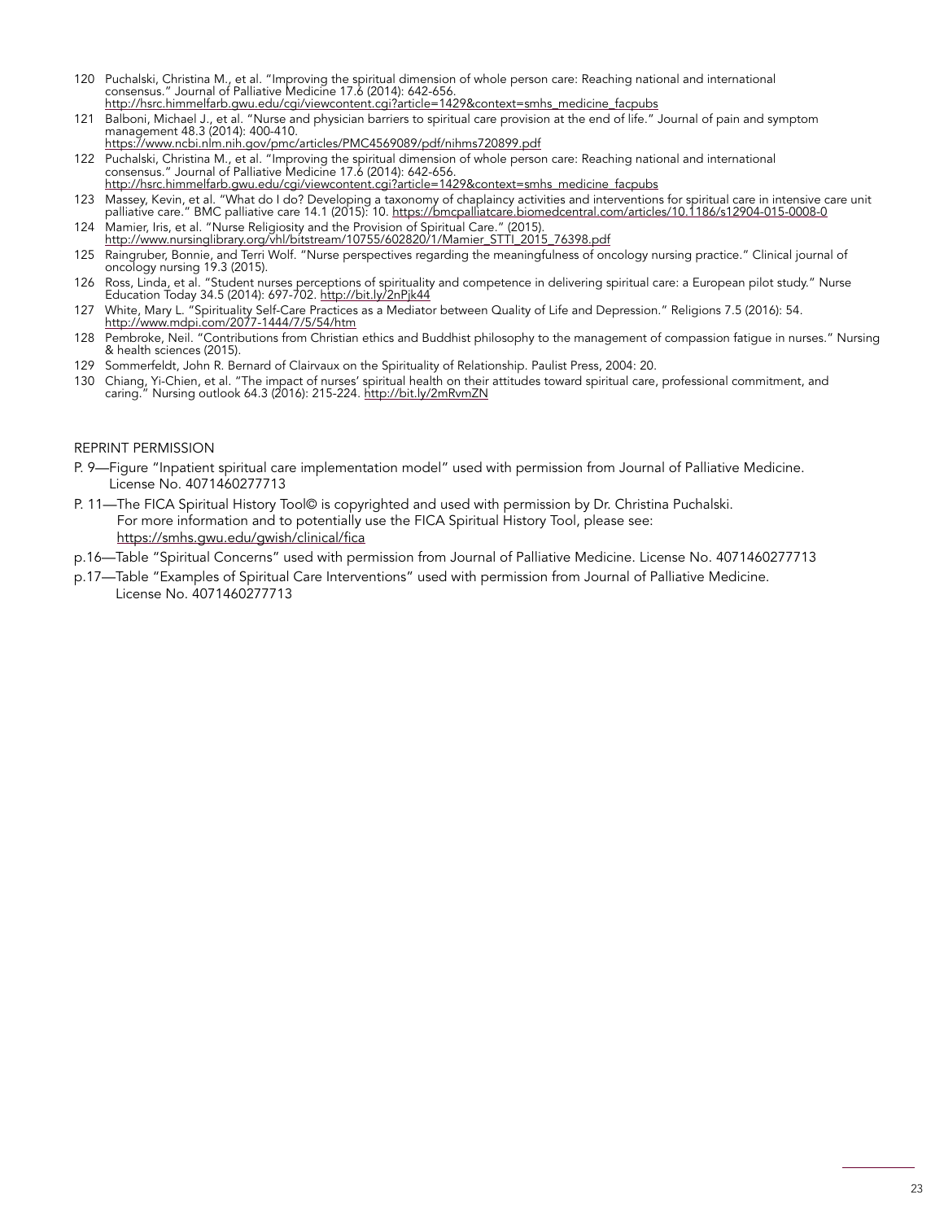120 Puchalski, Christina M., et al. "Improving the spiritual dimension of whole person care: Reaching national and international consensus." Journal of Palliative Medicine 17.6 (2014): 642-656. http://hsrc.himmelfarb.gwu.edu/cgi/viewcontent.cgi?article=1429&context=smhs_medicine_facpubs

121 Balboni, Michael J., et al. "Nurse and physician barriers to spiritual care provision at the end of life." Journal of pain and symptom management 48.3 (2014): 400-410. https://www.ncbi.nlm.nih.gov/pmc/articles/PMC4569089/pdf/nihms720899.pdf

122 Puchalski, Christina M., et al. "Improving the spiritual dimension of whole person care: Reaching national and international consensus." Journal of Palliative Medicine 17.6 (2014): 642-656. http://hsrc.himmelfarb.gwu.edu/cgi/viewcontent.cgi?article=1429&context=smhs_medicine_facpubs

123 Massey, Kevin, et al. "What do I do? Developing a taxonomy of chaplaincy activities and interventions for spiritual care in intensive care unit palliative care." BMC palliative care 14.1 (2015): 10. https://bmcpalliatcare.biomedcentral.com/articles/10.1186/s12904-015-0008-0

124 Mamier, Iris, et al. "Nurse Religiosity and the Provision of Spiritual Care." (2015). http://www.nursinglibrary.org/vhl/bitstream/10755/602820/1/Mamier_STTI_2015_76398.pdf

125 Raingruber, Bonnie, and Terri Wolf. "Nurse perspectives regarding the meaningfulness of oncology nursing practice." Clinical journal of oncology nursing 19.3 (2015).

126 Ross, Linda, et al. "Student nurses perceptions of spirituality and competence in delivering spiritual care: a European pilot study." Nurse Education Today 34.5 (2014): 697-702. http://bit.ly/2nPjk44

127 White, Mary L. "Spirituality Self-Care Practices as a Mediator between Quality of Life and Depression." Religions 7.5 (2016): 54. http://www.mdpi.com/2077-1444/7/5/54/htm

128 Pembroke, Neil. "Contributions from Christian ethics and Buddhist philosophy to the management of compassion fatigue in nurses." Nursing & health sciences (2015).

129 Sommerfeldt, John R. Bernard of Clairvaux on the Spirituality of Relationship. Paulist Press, 2004: 20.

130 Chiang, Yi-Chien, et al. "The impact of nurses' spiritual health on their attitudes toward spiritual care, professional commitment, and caring." Nursing outlook 64.3 (2016): 215-224. http://bit.ly/2mRvmZN

REPRINT PERMISSION

P. 9—Figure "Inpatient spiritual care implementation model" used with permission from Journal of Palliative Medicine. License No. 4071460277713

P. 11—The FICA Spiritual History Tool© is copyrighted and used with permission by Dr. Christina Puchalski. For more information and to potentially use the FICA Spiritual History Tool, please see: https://smhs.gwu.edu/gwish/clinical/fica

p.16—Table "Spiritual Concerns" used with permission from Journal of Palliative Medicine. License No. 4071460277713

p.17—Table "Examples of Spiritual Care Interventions" used with permission from Journal of Palliative Medicine. License No. 4071460277713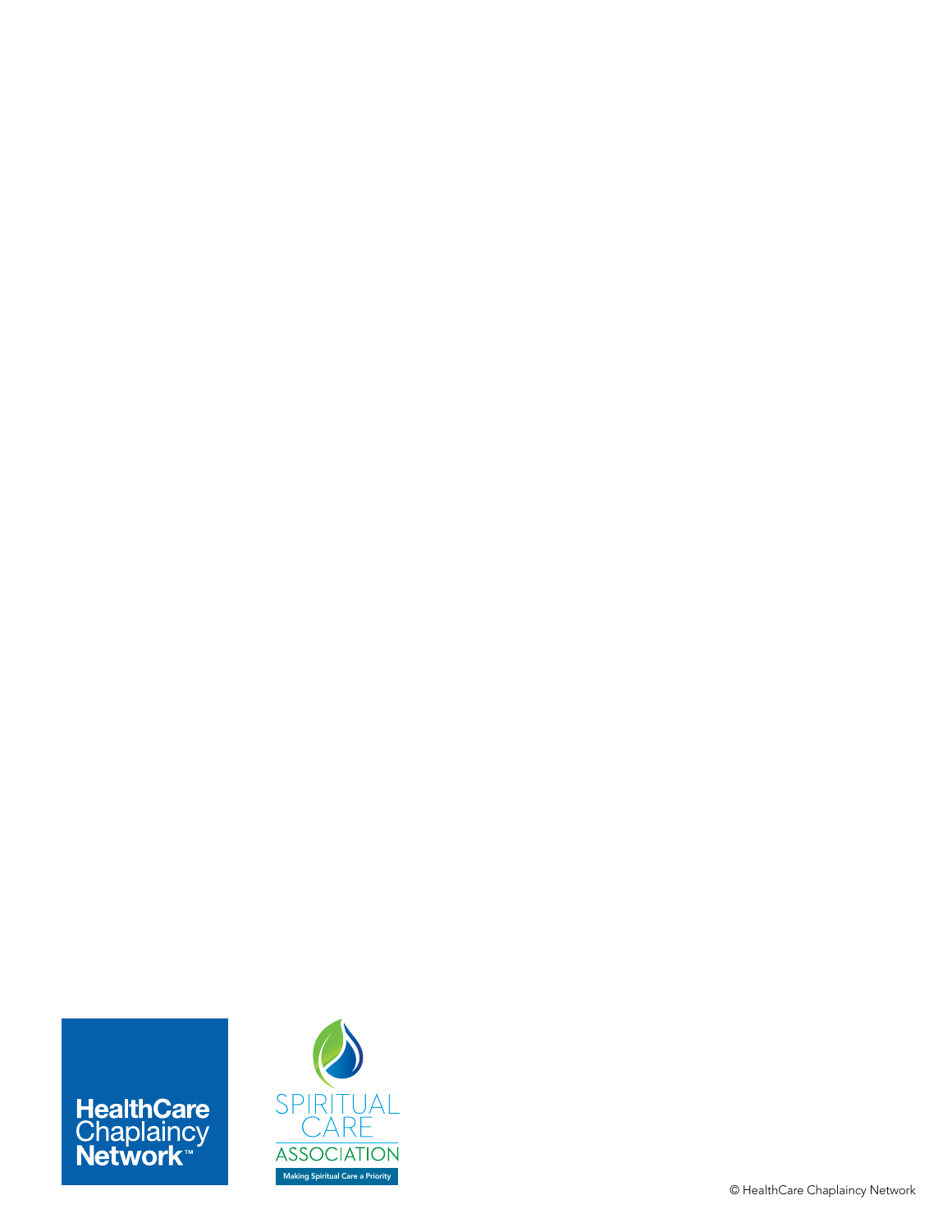HealthCare Chaplaincy Network™

SPIRITUAL CARE ASSOCIATION

Making Spiritual Care a Priority

© HealthCare Chaplaincy Network